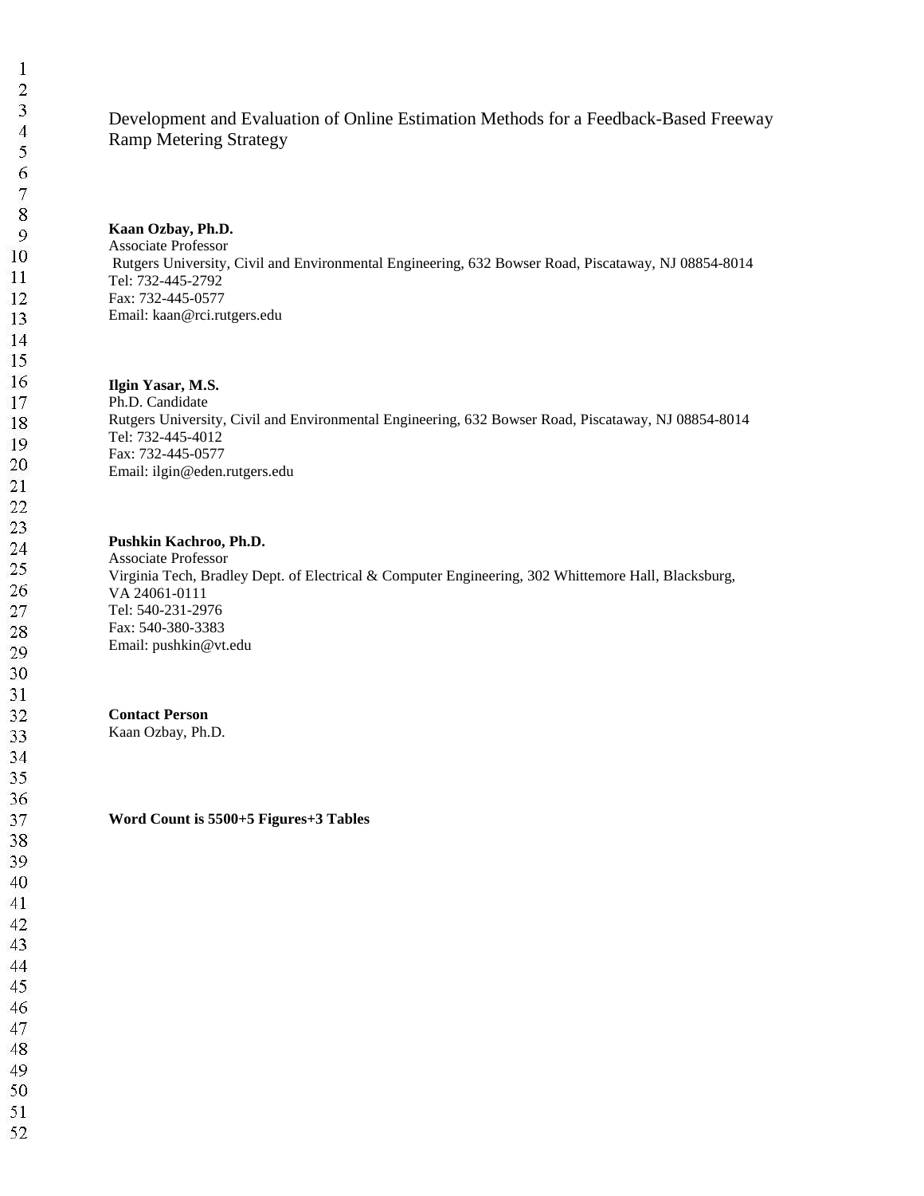# Development and Evaluation of Online Estimation Methods for a Feedback-Based Freeway Ramp Metering Strategy

**Kaan Ozbay, Ph.D.**
Associate Professor
Rutgers University, Civil and Environmental Engineering, 632 Bowser Road, Piscataway, NJ 08854-8014
Tel: 732-445-2792
Fax: 732-445-0577
Email: kaan@rci.rutgers.edu

**Ilgin Yasar, M.S.**
Ph.D. Candidate
Rutgers University, Civil and Environmental Engineering, 632 Bowser Road, Piscataway, NJ 08854-8014
Tel: 732-445-4012
Fax: 732-445-0577
Email: ilgin@eden.rutgers.edu

**Pushkin Kachroo, Ph.D.**
Associate Professor
Virginia Tech, Bradley Dept. of Electrical & Computer Engineering, 302 Whittemore Hall, Blacksburg, VA 24061-0111
Tel: 540-231-2976
Fax: 540-380-3383
Email: pushkin@vt.edu

**Contact Person**
Kaan Ozbay, Ph.D.

**Word Count is 5500+5 Figures+3 Tables**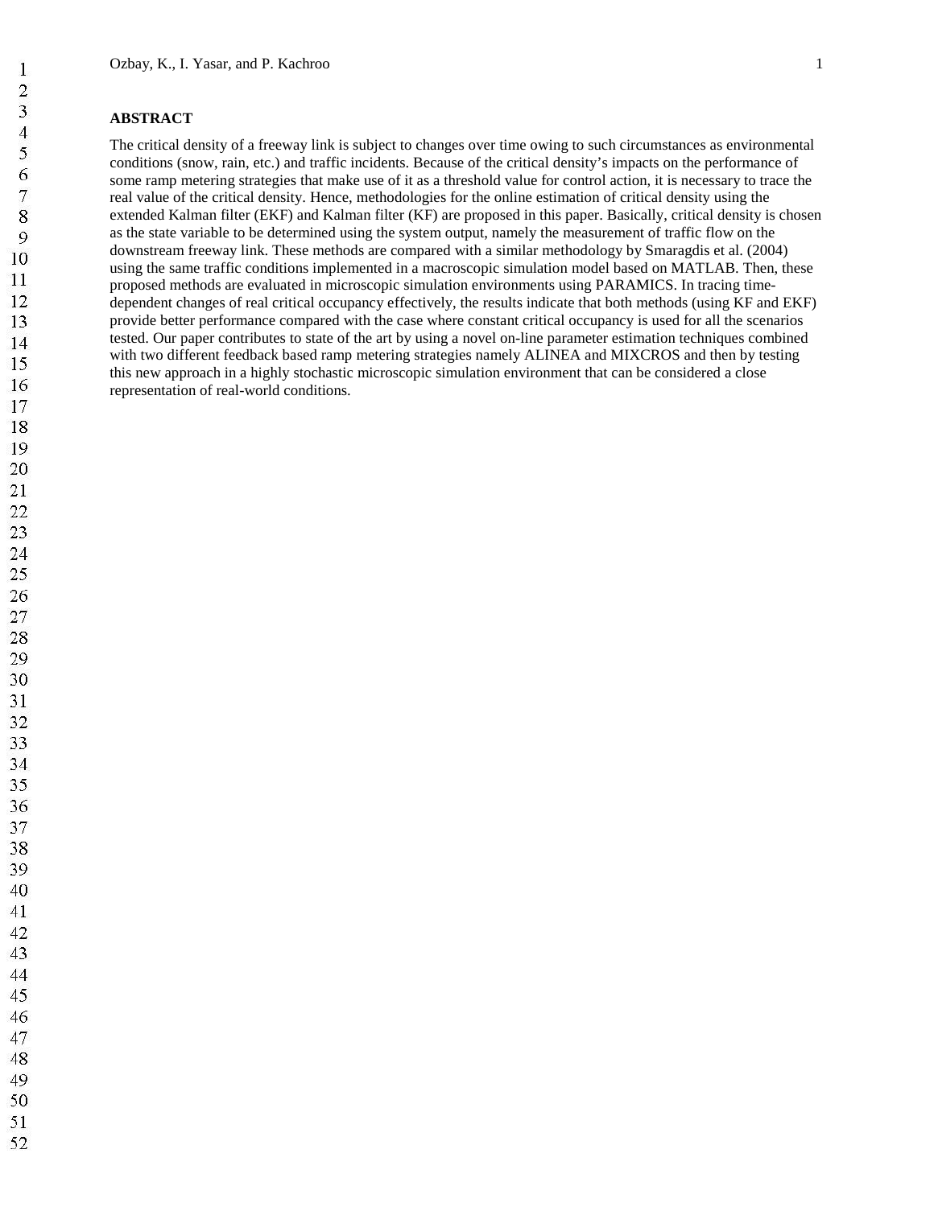## ABSTRACT

The critical density of a freeway link is subject to changes over time owing to such circumstances as environmental conditions (snow, rain, etc.) and traffic incidents. Because of the critical density's impacts on the performance of some ramp metering strategies that make use of it as a threshold value for control action, it is necessary to trace the real value of the critical density. Hence, methodologies for the online estimation of critical density using the extended Kalman filter (EKF) and Kalman filter (KF) are proposed in this paper. Basically, critical density is chosen as the state variable to be determined using the system output, namely the measurement of traffic flow on the downstream freeway link. These methods are compared with a similar methodology by Smaragdis et al. (2004) using the same traffic conditions implemented in a macroscopic simulation model based on MATLAB. Then, these proposed methods are evaluated in microscopic simulation environments using PARAMICS. In tracing time-dependent changes of real critical occupancy effectively, the results indicate that both methods (using KF and EKF) provide better performance compared with the case where constant critical occupancy is used for all the scenarios tested. Our paper contributes to state of the art by using a novel on-line parameter estimation techniques combined with two different feedback based ramp metering strategies namely ALINEA and MIXCROS and then by testing this new approach in a highly stochastic microscopic simulation environment that can be considered a close representation of real-world conditions.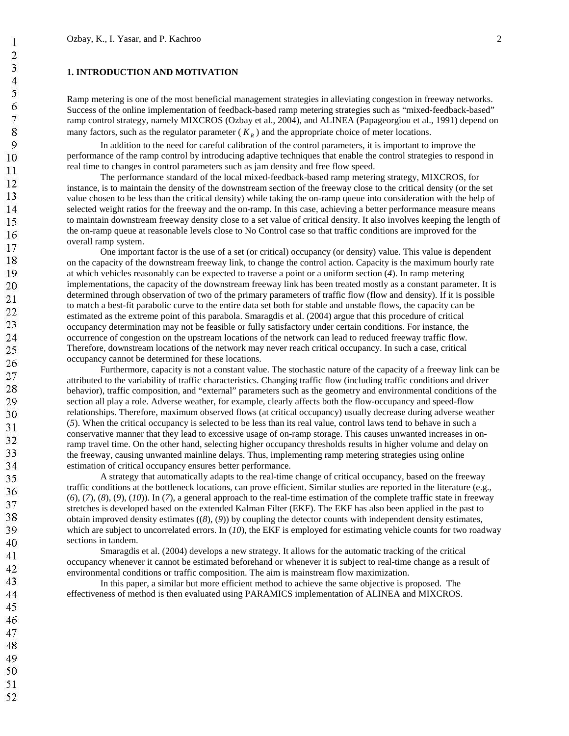## 1. INTRODUCTION AND MOTIVATION

Ramp metering is one of the most beneficial management strategies in alleviating congestion in freeway networks. Success of the online implementation of feedback-based ramp metering strategies such as "mixed-feedback-based" ramp control strategy, namely MIXCROS (Ozbay et al., 2004), and ALINEA (Papageorgiou et al., 1991) depend on many factors, such as the regulator parameter ( $K_R$ ) and the appropriate choice of meter locations.

In addition to the need for careful calibration of the control parameters, it is important to improve the performance of the ramp control by introducing adaptive techniques that enable the control strategies to respond in real time to changes in control parameters such as jam density and free flow speed.

The performance standard of the local mixed-feedback-based ramp metering strategy, MIXCROS, for instance, is to maintain the density of the downstream section of the freeway close to the critical density (or the set value chosen to be less than the critical density) while taking the on-ramp queue into consideration with the help of selected weight ratios for the freeway and the on-ramp. In this case, achieving a better performance measure means to maintain downstream freeway density close to a set value of critical density. It also involves keeping the length of the on-ramp queue at reasonable levels close to No Control case so that traffic conditions are improved for the overall ramp system.

One important factor is the use of a set (or critical) occupancy (or density) value. This value is dependent on the capacity of the downstream freeway link, to change the control action. Capacity is the maximum hourly rate at which vehicles reasonably can be expected to traverse a point or a uniform section (*4*). In ramp metering implementations, the capacity of the downstream freeway link has been treated mostly as a constant parameter. It is determined through observation of two of the primary parameters of traffic flow (flow and density). If it is possible to match a best-fit parabolic curve to the entire data set both for stable and unstable flows, the capacity can be estimated as the extreme point of this parabola. Smaragdis et al. (2004) argue that this procedure of critical occupancy determination may not be feasible or fully satisfactory under certain conditions. For instance, the occurrence of congestion on the upstream locations of the network can lead to reduced freeway traffic flow. Therefore, downstream locations of the network may never reach critical occupancy. In such a case, critical occupancy cannot be determined for these locations.

Furthermore, capacity is not a constant value. The stochastic nature of the capacity of a freeway link can be attributed to the variability of traffic characteristics. Changing traffic flow (including traffic conditions and driver behavior), traffic composition, and "external" parameters such as the geometry and environmental conditions of the section all play a role. Adverse weather, for example, clearly affects both the flow-occupancy and speed-flow relationships. Therefore, maximum observed flows (at critical occupancy) usually decrease during adverse weather (*5*). When the critical occupancy is selected to be less than its real value, control laws tend to behave in such a conservative manner that they lead to excessive usage of on-ramp storage. This causes unwanted increases in on-ramp travel time. On the other hand, selecting higher occupancy thresholds results in higher volume and delay on the freeway, causing unwanted mainline delays. Thus, implementing ramp metering strategies using online estimation of critical occupancy ensures better performance.

A strategy that automatically adapts to the real-time change of critical occupancy, based on the freeway traffic conditions at the bottleneck locations, can prove efficient. Similar studies are reported in the literature (e.g., (*6*), (*7*), (*8*), (*9*), (*10*)). In (*7*), a general approach to the real-time estimation of the complete traffic state in freeway stretches is developed based on the extended Kalman Filter (EKF). The EKF has also been applied in the past to obtain improved density estimates ((*8*), (*9*)) by coupling the detector counts with independent density estimates, which are subject to uncorrelated errors. In (*10*), the EKF is employed for estimating vehicle counts for two roadway sections in tandem.

Smaragdis et al. (2004) develops a new strategy. It allows for the automatic tracking of the critical occupancy whenever it cannot be estimated beforehand or whenever it is subject to real-time change as a result of environmental conditions or traffic composition. The aim is mainstream flow maximization.

In this paper, a similar but more efficient method to achieve the same objective is proposed. The effectiveness of method is then evaluated using PARAMICS implementation of ALINEA and MIXCROS.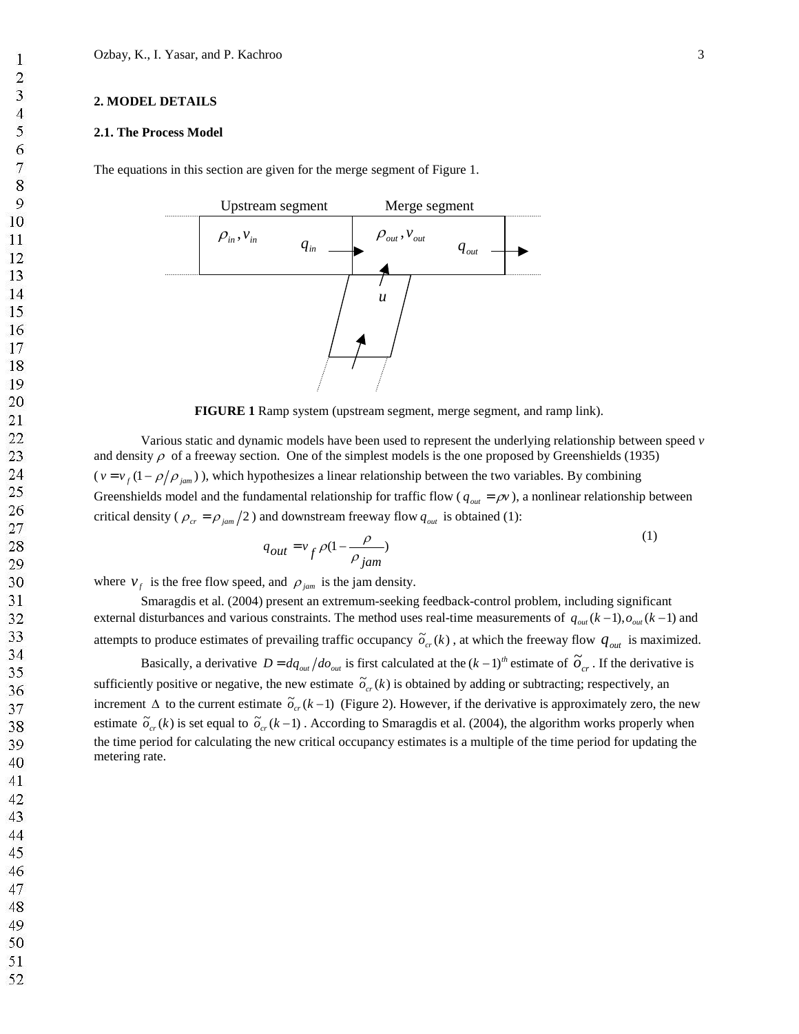## 2. MODEL DETAILS

### 2.1. The Process Model

The equations in this section are given for the merge segment of Figure 1.

**FIGURE 1** Ramp system (upstream segment, merge segment, and ramp link).

Various static and dynamic models have been used to represent the underlying relationship between speed $v$ and density $\rho$ of a freeway section. One of the simplest models is the one proposed by Greenshields (1935) ( $v = v_f (1 - \rho/\rho_{jam})$ ), which hypothesizes a linear relationship between the two variables. By combining Greenshields model and the fundamental relationship for traffic flow ( $q_{out} = \rho v$ ), a nonlinear relationship between critical density ( $\rho_{cr} = \rho_{jam}/2$ ) and downstream freeway flow $q_{out}$ is obtained (1):

$$q_{out} = v_f \rho (1 - \frac{\rho}{\rho_{jam}}) \tag{1}$$

where $v_f$ is the free flow speed, and $\rho_{jam}$ is the jam density.

Smaragdis et al. (2004) present an extremum-seeking feedback-control problem, including significant external disturbances and various constraints. The method uses real-time measurements of $q_{out}(k-1), o_{out}(k-1)$ and attempts to produce estimates of prevailing traffic occupancy $\tilde{o}_{cr}(k)$, at which the freeway flow $q_{out}$ is maximized.

Basically, a derivative $D = dq_{out}/do_{out}$ is first calculated at the $(k-1)^{th}$ estimate of $\tilde{o}_{cr}$. If the derivative is sufficiently positive or negative, the new estimate $\tilde{o}_{cr}(k)$ is obtained by adding or subtracting; respectively, an increment $\Delta$ to the current estimate $\tilde{o}_{cr}(k-1)$ (Figure 2). However, if the derivative is approximately zero, the new estimate $\tilde{o}_{cr}(k)$ is set equal to $\tilde{o}_{cr}(k-1)$. According to Smaragdis et al. (2004), the algorithm works properly when the time period for calculating the new critical occupancy estimates is a multiple of the time period for updating the metering rate.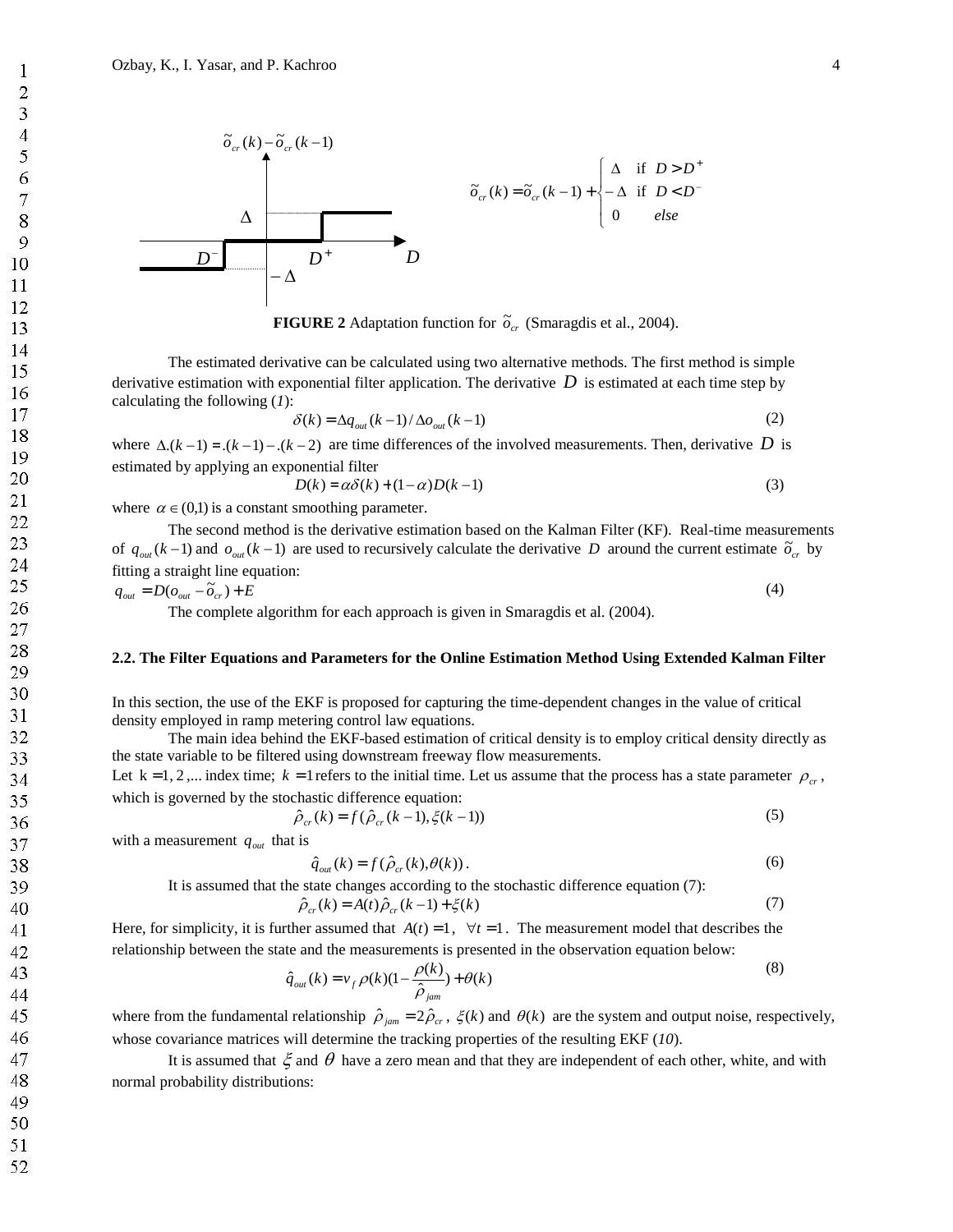$$\tilde{o}_{cr}(k) = \tilde{o}_{cr}(k-1) + \begin{cases} \Delta & \text{if } D > D^{+} \\ -\Delta & \text{if } D < D^{-} \\ 0 & else \end{cases}$$

**FIGURE 2** Adaptation function for $\tilde{o}_{cr}$ (Smaragdis et al., 2004).

The estimated derivative can be calculated using two alternative methods. The first method is simple derivative estimation with exponential filter application. The derivative $D$ is estimated at each time step by calculating the following (*1*):

$$\delta(k) = \Delta q_{out}(k-1) / \Delta o_{out}(k-1) \tag{2}$$

where $\Delta.(k-1) = .(k-1) - .(k-2)$ are time differences of the involved measurements. Then, derivative $D$ is estimated by applying an exponential filter

$$D(k) = \alpha\delta(k) + (1-\alpha)D(k-1) \tag{3}$$

where $\alpha \in (0,1)$ is a constant smoothing parameter.

The second method is the derivative estimation based on the Kalman Filter (KF). Real-time measurements of $q_{out}(k-1)$ and $o_{out}(k-1)$ are used to recursively calculate the derivative $D$ around the current estimate $\tilde{o}_{cr}$ by fitting a straight line equation:

$$q_{out} = D(o_{out} - \tilde{o}_{cr}) + E \tag{4}$$

The complete algorithm for each approach is given in Smaragdis et al. (2004).

**2.2. The Filter Equations and Parameters for the Online Estimation Method Using Extended Kalman Filter**

In this section, the use of the EKF is proposed for capturing the time-dependent changes in the value of critical density employed in ramp metering control law equations.

The main idea behind the EKF-based estimation of critical density is to employ critical density directly as the state variable to be filtered using downstream freeway flow measurements.

Let $k = 1, 2, ...$ index time; $k = 1$ refers to the initial time. Let us assume that the process has a state parameter $\rho_{cr}$, which is governed by the stochastic difference equation:

$$\hat{\rho}_{cr}(k) = f(\hat{\rho}_{cr}(k-1), \xi(k-1)) \tag{5}$$

with a measurement $q_{out}$ that is

$$\hat{q}_{out}(k) = f(\hat{\rho}_{cr}(k), \theta(k)). \tag{6}$$

It is assumed that the state changes according to the stochastic difference equation (7):

$$\hat{\rho}_{cr}(k) = A(t)\hat{\rho}_{cr}(k-1) + \xi(k) \tag{7}$$

Here, for simplicity, it is further assumed that $A(t) = 1, \ \forall t = 1$. The measurement model that describes the relationship between the state and the measurements is presented in the observation equation below:

$$\hat{q}_{out}(k) = v_f \rho(k)(1 - \frac{\rho(k)}{\hat{\rho}_{jam}}) + \theta(k) \tag{8}$$

where from the fundamental relationship $\hat{\rho}_{jam} = 2\hat{\rho}_{cr}$, $\xi(k)$ and $\theta(k)$ are the system and output noise, respectively, whose covariance matrices will determine the tracking properties of the resulting EKF (*10*).

It is assumed that $\xi$ and $\theta$ have a zero mean and that they are independent of each other, white, and with normal probability distributions: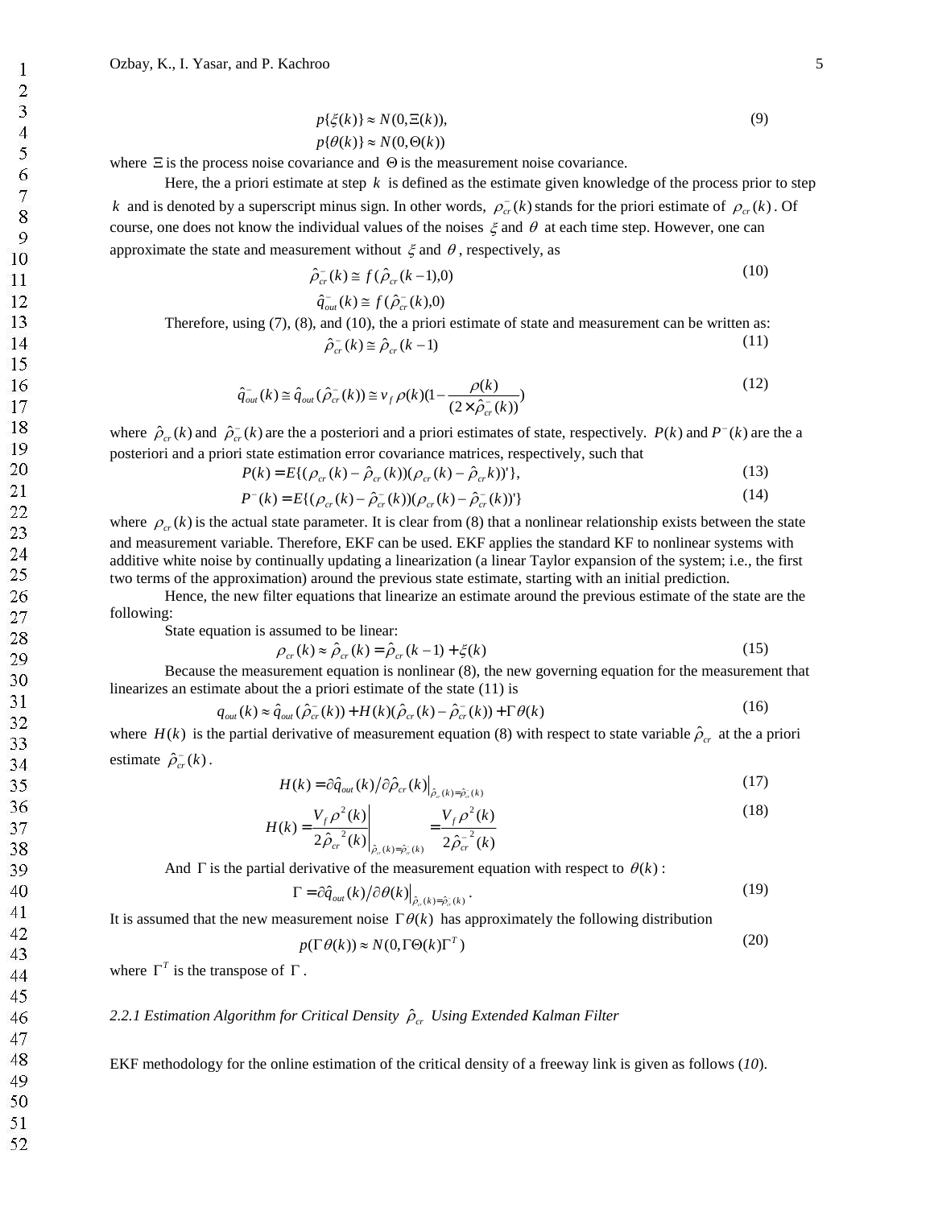$$p\{\xi(k)\} \approx N(0,\Xi(k)),$$
$$p\{\theta(k)\} \approx N(0,\Theta(k)) \tag{9}$$

where $\Xi$ is the process noise covariance and $\Theta$ is the measurement noise covariance.

Here, the a priori estimate at step $k$ is defined as the estimate given knowledge of the process prior to step $k$ and is denoted by a superscript minus sign. In other words, $\rho_{cr}^{-}(k)$ stands for the priori estimate of $\rho_{cr}(k)$. Of course, one does not know the individual values of the noises $\xi$ and $\theta$ at each time step. However, one can approximate the state and measurement without $\xi$ and $\theta$, respectively, as

$$\hat{\rho}_{cr}^{-}(k) \cong f(\hat{\rho}_{cr}(k-1),0)$$
$$\hat{q}_{out}^{-}(k) \cong f(\hat{\rho}_{cr}^{-}(k),0) \tag{10}$$

Therefore, using (7), (8), and (10), the a priori estimate of state and measurement can be written as:

$$\hat{\rho}_{cr}^{-}(k) \cong \hat{\rho}_{cr}(k-1) \tag{11}$$

$$\hat{q}_{out}^{-}(k) \cong \hat{q}_{out}(\hat{\rho}_{cr}^{-}(k)) \cong v_f\,\rho(k)(1-\frac{\rho(k)}{(2\times\hat{\rho}_{cr}^{-}(k))}) \tag{12}$$

where $\hat{\rho}_{cr}(k)$ and $\hat{\rho}_{cr}^{-}(k)$ are the a posteriori and a priori estimates of state, respectively. $P(k)$ and $P^{-}(k)$ are the a posteriori and a priori state estimation error covariance matrices, respectively, such that

$$P(k) = E\{(\rho_{cr}(k)-\hat{\rho}_{cr}(k))(\rho_{cr}(k)-\hat{\rho}_{cr}k))'\}, \tag{13}$$

$$P^{-}(k) = E\{(\rho_{cr}(k)-\hat{\rho}_{cr}^{-}(k))(\rho_{cr}(k)-\hat{\rho}_{cr}^{-}(k))'\} \tag{14}$$

where $\rho_{cr}(k)$ is the actual state parameter. It is clear from (8) that a nonlinear relationship exists between the state and measurement variable. Therefore, EKF can be used. EKF applies the standard KF to nonlinear systems with additive white noise by continually updating a linearization (a linear Taylor expansion of the system; i.e., the first two terms of the approximation) around the previous state estimate, starting with an initial prediction.

Hence, the new filter equations that linearize an estimate around the previous estimate of the state are the following:

State equation is assumed to be linear:

$$\rho_{cr}(k) \approx \hat{\rho}_{cr}(k) = \hat{\rho}_{cr}(k-1) + \xi(k) \tag{15}$$

Because the measurement equation is nonlinear (8), the new governing equation for the measurement that linearizes an estimate about the a priori estimate of the state (11) is

$$q_{out}(k) \approx \hat{q}_{out}(\hat{\rho}_{cr}^{-}(k)) + H(k)(\hat{\rho}_{cr}(k)-\hat{\rho}_{cr}^{-}(k)) + \Gamma\theta(k) \tag{16}$$

where $H(k)$ is the partial derivative of measurement equation (8) with respect to state variable $\hat{\rho}_{cr}$ at the a priori estimate $\hat{\rho}_{cr}^{-}(k)$.

$$H(k) = \partial\hat{q}_{out}(k)/\partial\hat{\rho}_{cr}(k)\Big|_{\hat{\rho}_{cr}(k)=\hat{\rho}_{cr}^{-}(k)} \tag{17}$$

$$H(k) = \frac{V_f\,\rho^2(k)}{2\hat{\rho}_{cr}^{\,2}(k)}\Bigg|_{\hat{\rho}_{cr}(k)=\hat{\rho}_{cr}^{-}(k)} = \frac{V_f\,\rho^2(k)}{2\hat{\rho}_{cr}^{-\,2}(k)} \tag{18}$$

And $\Gamma$ is the partial derivative of the measurement equation with respect to $\theta(k)$:

$$\Gamma = \partial\hat{q}_{out}(k)/\partial\theta(k)\Big|_{\hat{\rho}_{cr}(k)=\hat{\rho}_{cr}^{-}(k)}. \tag{19}$$

It is assumed that the new measurement noise $\Gamma\theta(k)$ has approximately the following distribution

$$p(\Gamma\theta(k)) \approx N(0,\Gamma\Theta(k)\Gamma^T) \tag{20}$$

where $\Gamma^T$ is the transpose of $\Gamma$.

*2.2.1 Estimation Algorithm for Critical Density $\hat{\rho}_{cr}$ Using Extended Kalman Filter*

EKF methodology for the online estimation of the critical density of a freeway link is given as follows (*10*).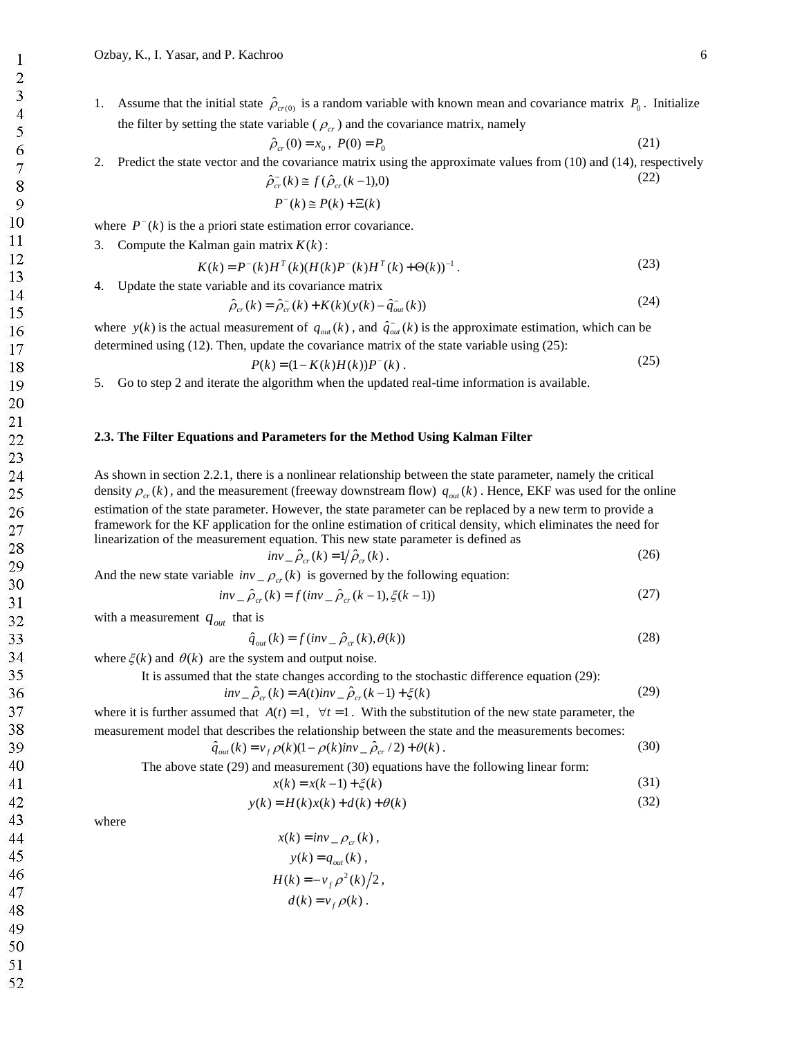1. Assume that the initial state $\hat{\rho}_{cr(0)}$ is a random variable with known mean and covariance matrix $P_0$. Initialize the filter by setting the state variable ( $\rho_{cr}$ ) and the covariance matrix, namely

$$\hat{\rho}_{cr}(0) = x_0\,,\ P(0) = P_0 \tag{21}$$

2. Predict the state vector and the covariance matrix using the approximate values from (10) and (14), respectively

$$\hat{\rho}_{cr}^{-}(k) \cong f(\hat{\rho}_{cr}(k-1), 0) \tag{22}$$

$$P^{-}(k) \cong P(k) + \Xi(k)$$

where $P^{-}(k)$ is the a priori state estimation error covariance.

3. Compute the Kalman gain matrix $K(k)$:

$$K(k) = P^{-}(k)H^{T}(k)(H(k)P^{-}(k)H^{T}(k) + \Theta(k))^{-1}\,. \tag{23}$$

4. Update the state variable and its covariance matrix

$$\hat{\rho}_{cr}(k) = \hat{\rho}_{cr}^{-}(k) + K(k)(y(k) - \hat{q}_{out}^{-}(k)) \tag{24}$$

where $y(k)$ is the actual measurement of $q_{out}(k)$, and $\hat{q}_{out}^{-}(k)$ is the approximate estimation, which can be determined using (12). Then, update the covariance matrix of the state variable using (25):

$$P(k) = (1 - K(k)H(k))P^{-}(k)\,. \tag{25}$$

5. Go to step 2 and iterate the algorithm when the updated real-time information is available.

### 2.3. The Filter Equations and Parameters for the Method Using Kalman Filter

As shown in section 2.2.1, there is a nonlinear relationship between the state parameter, namely the critical density $\rho_{cr}(k)$, and the measurement (freeway downstream flow) $q_{out}(k)$. Hence, EKF was used for the online estimation of the state parameter. However, the state parameter can be replaced by a new term to provide a framework for the KF application for the online estimation of critical density, which eliminates the need for linearization of the measurement equation. This new state parameter is defined as

$$inv\_\hat{\rho}_{cr}(k) = 1/\hat{\rho}_{cr}(k)\,. \tag{26}$$

And the new state variable $inv\_\rho_{cr}(k)$ is governed by the following equation:

$$inv\_\hat{\rho}_{cr}(k) = f(inv\_\hat{\rho}_{cr}(k-1), \xi(k-1)) \tag{27}$$

with a measurement $q_{out}$ that is

$$\hat{q}_{out}(k) = f(inv\_\hat{\rho}_{cr}(k), \theta(k)) \tag{28}$$

where $\xi(k)$ and $\theta(k)$ are the system and output noise.

It is assumed that the state changes according to the stochastic difference equation (29):

$$inv\_\hat{\rho}_{cr}(k) = A(t)inv\_\hat{\rho}_{cr}(k-1) + \xi(k) \tag{29}$$

where it is further assumed that $A(t) = 1,\ \forall t = 1$. With the substitution of the new state parameter, the measurement model that describes the relationship between the state and the measurements becomes:

$$\hat{q}_{out}(k) = v_f\,\rho(k)(1 - \rho(k)inv\_\hat{\rho}_{cr}/2) + \theta(k)\,. \tag{30}$$

The above state (29) and measurement (30) equations have the following linear form:

$$x(k) = x(k-1) + \xi(k) \tag{31}$$

$$y(k) = H(k)x(k) + d(k) + \theta(k) \tag{32}$$

where

$$x(k) = inv\_\rho_{cr}(k)\,,$$

$$y(k) = q_{out}(k)\,,$$

$$H(k) = -v_f\,\rho^2(k)/2\,,$$

$$d(k) = v_f\,\rho(k)\,.$$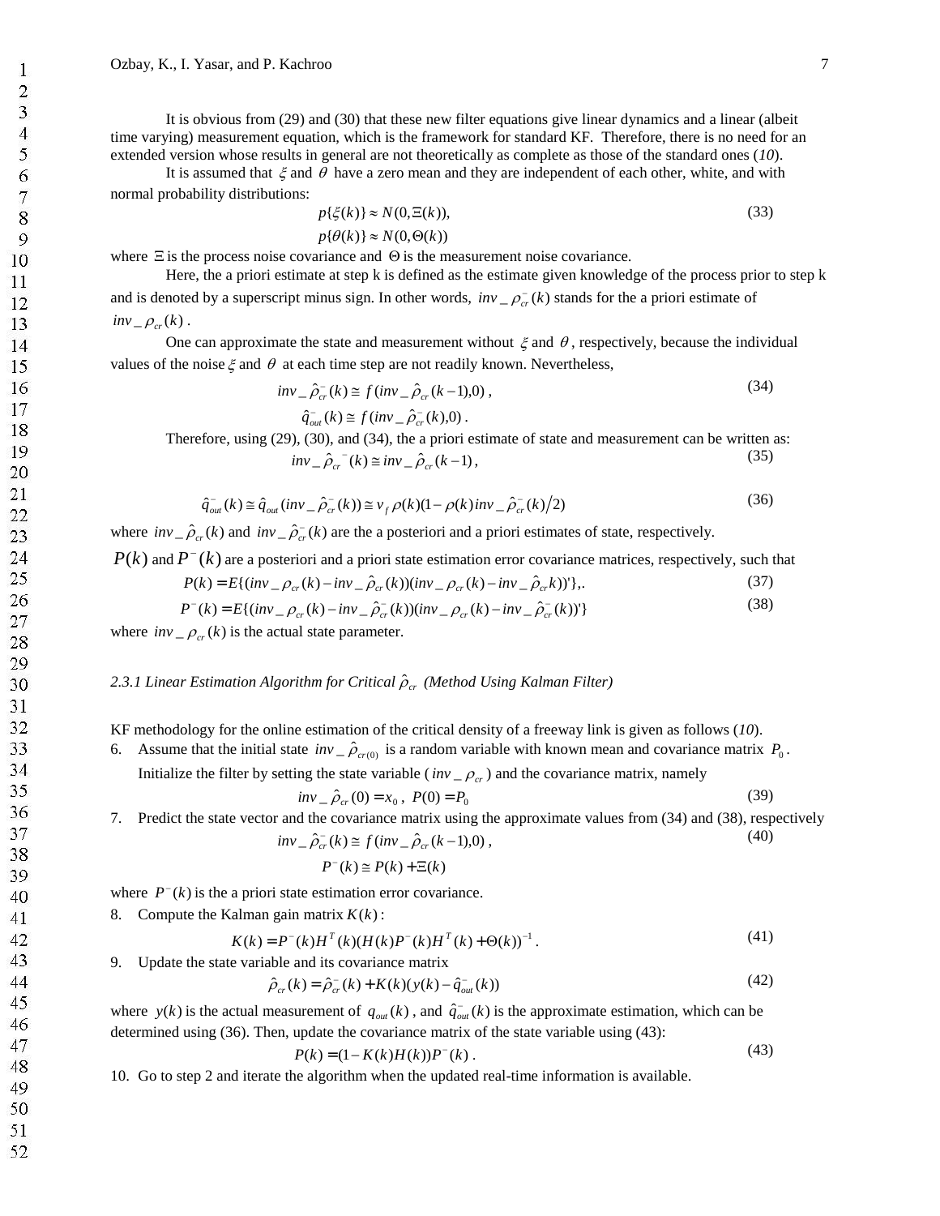It is obvious from (29) and (30) that these new filter equations give linear dynamics and a linear (albeit time varying) measurement equation, which is the framework for standard KF. Therefore, there is no need for an extended version whose results in general are not theoretically as complete as those of the standard ones (*10*).

It is assumed that $\xi$ and $\theta$ have a zero mean and they are independent of each other, white, and with normal probability distributions:

$$p\{\xi(k)\} \approx N(0,\Xi(k)), \qquad (33)$$
$$p\{\theta(k)\} \approx N(0,\Theta(k))$$

where $\Xi$ is the process noise covariance and $\Theta$ is the measurement noise covariance.

Here, the a priori estimate at step k is defined as the estimate given knowledge of the process prior to step k and is denoted by a superscript minus sign. In other words, $inv\_\rho_{cr}^{-}(k)$ stands for the a priori estimate of $inv\_\rho_{cr}(k)$ .

One can approximate the state and measurement without $\xi$ and $\theta$, respectively, because the individual values of the noise $\xi$ and $\theta$ at each time step are not readily known. Nevertheless,

$$inv\_\hat{\rho}_{cr}^{-}(k) \cong f(inv\_\hat{\rho}_{cr}(k-1),0)\ , \qquad (34)$$
$$\hat{q}_{out}^{-}(k) \cong f(inv\_\hat{\rho}_{cr}^{-}(k),0)\ .$$

Therefore, using (29), (30), and (34), the a priori estimate of state and measurement can be written as:

$$inv\_\hat{\rho}_{cr}{}^{-}(k) \cong inv\_\hat{\rho}_{cr}(k-1)\ , \qquad (35)$$

$$\hat{q}_{out}^{-}(k) \cong \hat{q}_{out}(inv\_\hat{\rho}_{cr}^{-}(k)) \cong v_f\,\rho(k)(1-\rho(k)\,inv\_\hat{\rho}_{cr}^{-}(k)/2) \qquad (36)$$

where $inv\_\hat{\rho}_{cr}(k)$ and $inv\_\hat{\rho}_{cr}^{-}(k)$ are the a posteriori and a priori estimates of state, respectively. $P(k)$ and $P^{-}(k)$ are a posteriori and a priori state estimation error covariance matrices, respectively, such that

$$P(k) = E\{(inv\_\rho_{cr}(k) - inv\_\hat{\rho}_{cr}(k))(inv\_\rho_{cr}(k) - inv\_\hat{\rho}_{cr}k))'\},. \qquad (37)$$
$$P^{-}(k) = E\{(inv\_\rho_{cr}(k) - inv\_\hat{\rho}_{cr}^{-}(k))(inv\_\rho_{cr}(k) - inv\_\hat{\rho}_{cr}^{-}(k))'\} \qquad (38)$$

where $inv\_\rho_{cr}(k)$ is the actual state parameter.

### *2.3.1 Linear Estimation Algorithm for Critical $\hat{\rho}_{cr}$ (Method Using Kalman Filter)*

KF methodology for the online estimation of the critical density of a freeway link is given as follows (*10*).

6. Assume that the initial state $inv\_\hat{\rho}_{cr(0)}$ is a random variable with known mean and covariance matrix $P_0$. Initialize the filter by setting the state variable ( $inv\_\rho_{cr}$ ) and the covariance matrix, namely

$$inv\_\hat{\rho}_{cr}(0) = x_0\ ,\ P(0) = P_0 \qquad (39)$$

7. Predict the state vector and the covariance matrix using the approximate values from (34) and (38), respectively

$$inv\_\hat{\rho}_{cr}^{-}(k) \cong f(inv\_\hat{\rho}_{cr}(k-1),0)\ , \qquad (40)$$
$$P^{-}(k) \cong P(k) + \Xi(k)$$

where $P^{-}(k)$ is the a priori state estimation error covariance.

8. Compute the Kalman gain matrix $K(k)$:

$$K(k) = P^{-}(k)H^{T}(k)(H(k)P^{-}(k)H^{T}(k) + \Theta(k))^{-1}\ . \qquad (41)$$

9. Update the state variable and its covariance matrix

$$\hat{\rho}_{cr}(k) = \hat{\rho}_{cr}^{-}(k) + K(k)(y(k) - \hat{q}_{out}^{-}(k)) \qquad (42)$$

where $y(k)$ is the actual measurement of $q_{out}(k)$ , and $\hat{q}_{out}^{-}(k)$ is the approximate estimation, which can be determined using (36). Then, update the covariance matrix of the state variable using (43):

$$P(k) = (1 - K(k)H(k))P^{-}(k)\ . \qquad (43)$$

10. Go to step 2 and iterate the algorithm when the updated real-time information is available.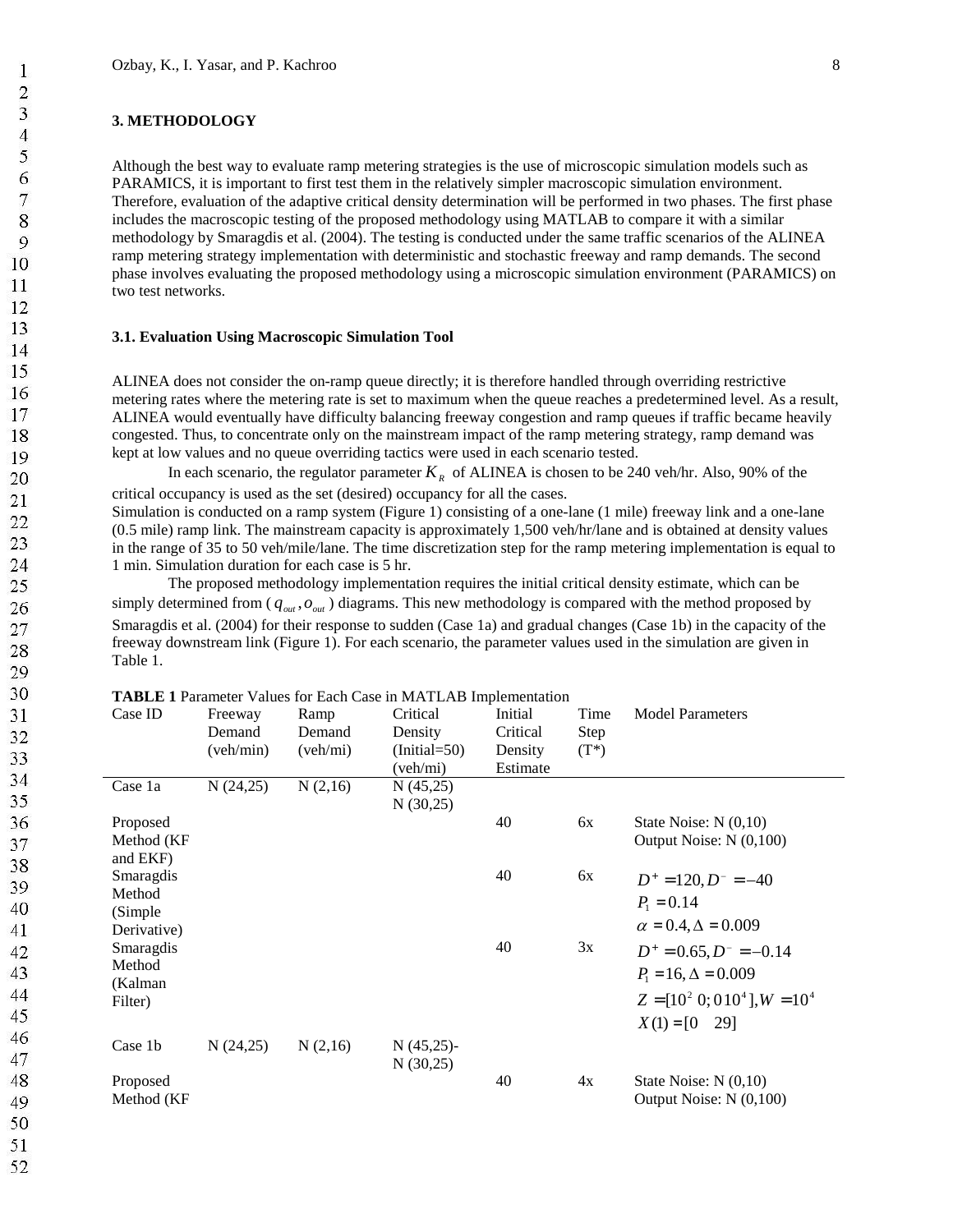## 3. METHODOLOGY

Although the best way to evaluate ramp metering strategies is the use of microscopic simulation models such as PARAMICS, it is important to first test them in the relatively simpler macroscopic simulation environment. Therefore, evaluation of the adaptive critical density determination will be performed in two phases. The first phase includes the macroscopic testing of the proposed methodology using MATLAB to compare it with a similar methodology by Smaragdis et al. (2004). The testing is conducted under the same traffic scenarios of the ALINEA ramp metering strategy implementation with deterministic and stochastic freeway and ramp demands. The second phase involves evaluating the proposed methodology using a microscopic simulation environment (PARAMICS) on two test networks.

### 3.1. Evaluation Using Macroscopic Simulation Tool

ALINEA does not consider the on-ramp queue directly; it is therefore handled through overriding restrictive metering rates where the metering rate is set to maximum when the queue reaches a predetermined level. As a result, ALINEA would eventually have difficulty balancing freeway congestion and ramp queues if traffic became heavily congested. Thus, to concentrate only on the mainstream impact of the ramp metering strategy, ramp demand was kept at low values and no queue overriding tactics were used in each scenario tested.

In each scenario, the regulator parameter $K_R$ of ALINEA is chosen to be 240 veh/hr. Also, 90% of the critical occupancy is used as the set (desired) occupancy for all the cases.

Simulation is conducted on a ramp system (Figure 1) consisting of a one-lane (1 mile) freeway link and a one-lane (0.5 mile) ramp link. The mainstream capacity is approximately 1,500 veh/hr/lane and is obtained at density values in the range of 35 to 50 veh/mile/lane. The time discretization step for the ramp metering implementation is equal to 1 min. Simulation duration for each case is 5 hr.

The proposed methodology implementation requires the initial critical density estimate, which can be simply determined from ($q_{out}, o_{out}$) diagrams. This new methodology is compared with the method proposed by Smaragdis et al. (2004) for their response to sudden (Case 1a) and gradual changes (Case 1b) in the capacity of the freeway downstream link (Figure 1). For each scenario, the parameter values used in the simulation are given in Table 1.

**TABLE 1** Parameter Values for Each Case in MATLAB Implementation

| Case ID | Freeway Demand (veh/min) | Ramp Demand (veh/mi) | Critical Density (Initial=50) (veh/mi) | Initial Critical Density Estimate | Time Step (T*) | Model Parameters |
|---|---|---|---|---|---|---|
| Case 1a | N (24,25) | N (2,16) | N (45,25) N (30,25) | | | |
| Proposed Method (KF and EKF) | | | | 40 | 6x | State Noise: N (0,10) Output Noise: N (0,100) |
| Smaragdis Method (Simple Derivative) | | | | 40 | 6x | $D^{+}=120, D^{-}=-40$ $P_1=0.14$ $\alpha=0.4, \Delta=0.009$ |
| Smaragdis Method (Kalman Filter) | | | | 40 | 3x | $D^{+}=0.65, D^{-}=-0.14$ $P_1=16, \Delta=0.009$ $Z=[10^2\ 0; 0\ 10^4], W=10^4$ $X(1)=[0\quad 29]$ |
| Case 1b | N (24,25) | N (2,16) | N (45,25)- N (30,25) | | | |
| Proposed Method (KF | | | | 40 | 4x | State Noise: N (0,10) Output Noise: N (0,100) |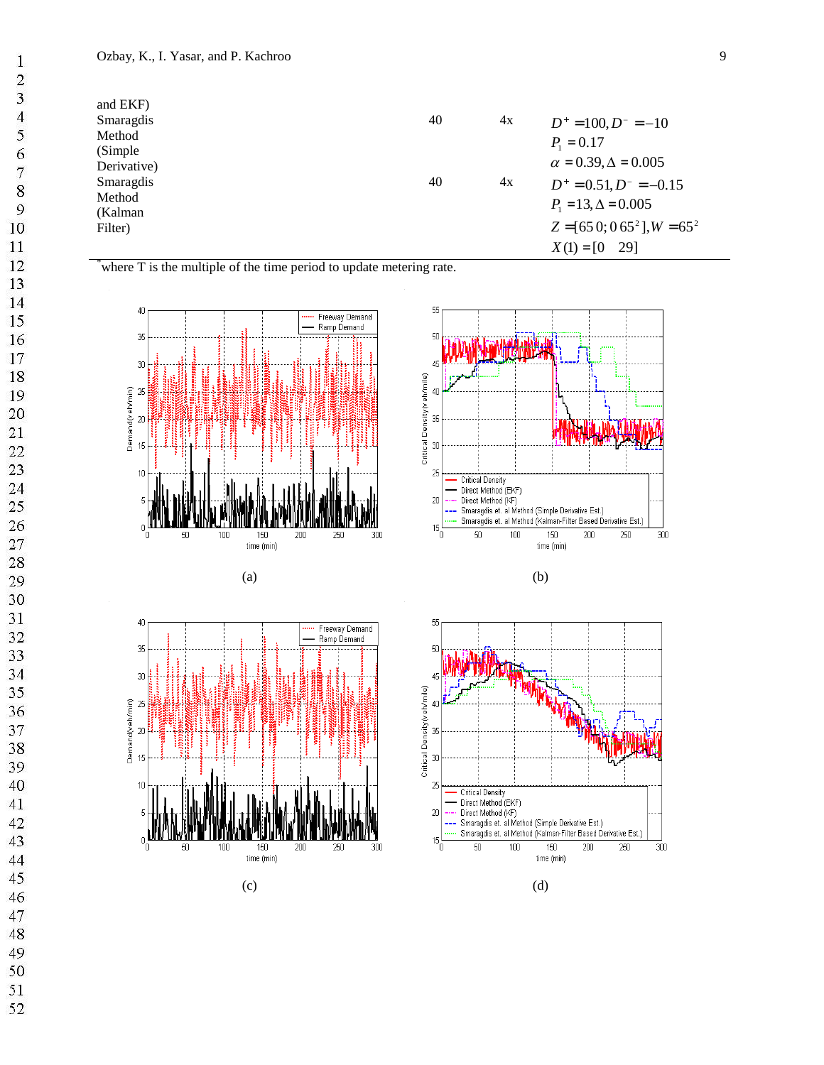| | | | |
|---|---|---|---|
| and EKF) | | | |
| Smaragdis Method (Simple Derivative) | 40 | 4x | $D^{+} = 100, D^{-} = -10$<br>$P_1 = 0.17$<br>$\alpha = 0.39, \Delta = 0.005$ |
| Smaragdis Method (Kalman Filter) | 40 | 4x | $D^{+} = 0.51, D^{-} = -0.15$<br>$P_1 = 13, \Delta = 0.005$<br>$Z = [65\,0; 0\,65^2], W = 65^2$<br>$X(1) = [0 \quad 29]$ |

*where T is the multiple of the time period to update metering rate.

(a)

(b)

(c)

(d)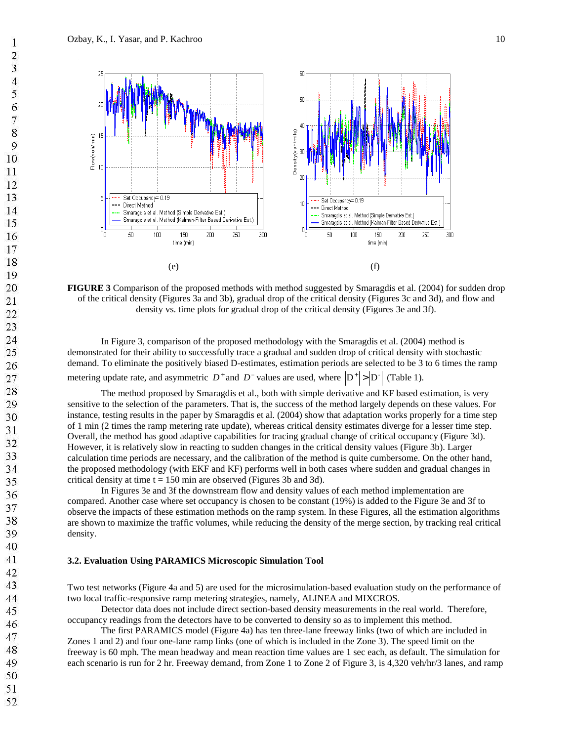(e) (f)

**FIGURE 3** Comparison of the proposed methods with method suggested by Smaragdis et al. (2004) for sudden drop of the critical density (Figures 3a and 3b), gradual drop of the critical density (Figures 3c and 3d), and flow and density vs. time plots for gradual drop of the critical density (Figures 3e and 3f).

In Figure 3, comparison of the proposed methodology with the Smaragdis et al. (2004) method is demonstrated for their ability to successfully trace a gradual and sudden drop of critical density with stochastic demand. To eliminate the positively biased D-estimates, estimation periods are selected to be 3 to 6 times the ramp metering update rate, and asymmetric $D^+$ and $D^-$ values are used, where $|D^+| > |D^-|$ (Table 1).

The method proposed by Smaragdis et al., both with simple derivative and KF based estimation, is very sensitive to the selection of the parameters. That is, the success of the method largely depends on these values. For instance, testing results in the paper by Smaragdis et al. (2004) show that adaptation works properly for a time step of 1 min (2 times the ramp metering rate update), whereas critical density estimates diverge for a lesser time step. Overall, the method has good adaptive capabilities for tracing gradual change of critical occupancy (Figure 3d). However, it is relatively slow in reacting to sudden changes in the critical density values (Figure 3b). Larger calculation time periods are necessary, and the calibration of the method is quite cumbersome. On the other hand, the proposed methodology (with EKF and KF) performs well in both cases where sudden and gradual changes in critical density at time t = 150 min are observed (Figures 3b and 3d).

In Figures 3e and 3f the downstream flow and density values of each method implementation are compared. Another case where set occupancy is chosen to be constant (19%) is added to the Figure 3e and 3f to observe the impacts of these estimation methods on the ramp system. In these Figures, all the estimation algorithms are shown to maximize the traffic volumes, while reducing the density of the merge section, by tracking real critical density.

### 3.2. Evaluation Using PARAMICS Microscopic Simulation Tool

Two test networks (Figure 4a and 5) are used for the microsimulation-based evaluation study on the performance of two local traffic-responsive ramp metering strategies, namely, ALINEA and MIXCROS.

Detector data does not include direct section-based density measurements in the real world. Therefore, occupancy readings from the detectors have to be converted to density so as to implement this method.

The first PARAMICS model (Figure 4a) has ten three-lane freeway links (two of which are included in Zones 1 and 2) and four one-lane ramp links (one of which is included in the Zone 3). The speed limit on the freeway is 60 mph. The mean headway and mean reaction time values are 1 sec each, as default. The simulation for each scenario is run for 2 hr. Freeway demand, from Zone 1 to Zone 2 of Figure 3, is 4,320 veh/hr/3 lanes, and ramp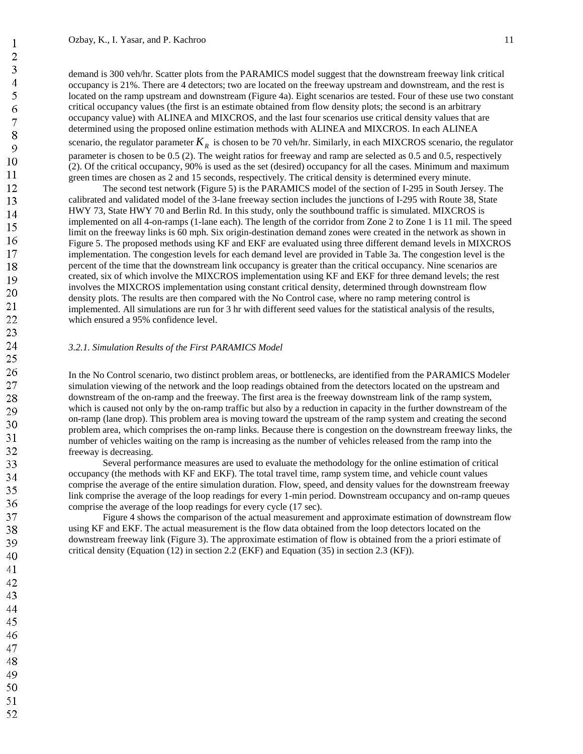demand is 300 veh/hr. Scatter plots from the PARAMICS model suggest that the downstream freeway link critical occupancy is 21%. There are 4 detectors; two are located on the freeway upstream and downstream, and the rest is located on the ramp upstream and downstream (Figure 4a). Eight scenarios are tested. Four of these use two constant critical occupancy values (the first is an estimate obtained from flow density plots; the second is an arbitrary occupancy value) with ALINEA and MIXCROS, and the last four scenarios use critical density values that are determined using the proposed online estimation methods with ALINEA and MIXCROS. In each ALINEA scenario, the regulator parameter $K_R$ is chosen to be 70 veh/hr. Similarly, in each MIXCROS scenario, the regulator parameter is chosen to be 0.5 (2). The weight ratios for freeway and ramp are selected as 0.5 and 0.5, respectively (2). Of the critical occupancy, 90% is used as the set (desired) occupancy for all the cases. Minimum and maximum green times are chosen as 2 and 15 seconds, respectively. The critical density is determined every minute.

The second test network (Figure 5) is the PARAMICS model of the section of I-295 in South Jersey. The calibrated and validated model of the 3-lane freeway section includes the junctions of I-295 with Route 38, State HWY 73, State HWY 70 and Berlin Rd. In this study, only the southbound traffic is simulated. MIXCROS is implemented on all 4-on-ramps (1-lane each). The length of the corridor from Zone 2 to Zone 1 is 11 mil. The speed limit on the freeway links is 60 mph. Six origin-destination demand zones were created in the network as shown in Figure 5. The proposed methods using KF and EKF are evaluated using three different demand levels in MIXCROS implementation. The congestion levels for each demand level are provided in Table 3a. The congestion level is the percent of the time that the downstream link occupancy is greater than the critical occupancy. Nine scenarios are created, six of which involve the MIXCROS implementation using KF and EKF for three demand levels; the rest involves the MIXCROS implementation using constant critical density, determined through downstream flow density plots. The results are then compared with the No Control case, where no ramp metering control is implemented. All simulations are run for 3 hr with different seed values for the statistical analysis of the results, which ensured a 95% confidence level.

#### *3.2.1. Simulation Results of the First PARAMICS Model*

In the No Control scenario, two distinct problem areas, or bottlenecks, are identified from the PARAMICS Modeler simulation viewing of the network and the loop readings obtained from the detectors located on the upstream and downstream of the on-ramp and the freeway. The first area is the freeway downstream link of the ramp system, which is caused not only by the on-ramp traffic but also by a reduction in capacity in the further downstream of the on-ramp (lane drop). This problem area is moving toward the upstream of the ramp system and creating the second problem area, which comprises the on-ramp links. Because there is congestion on the downstream freeway links, the number of vehicles waiting on the ramp is increasing as the number of vehicles released from the ramp into the freeway is decreasing.

Several performance measures are used to evaluate the methodology for the online estimation of critical occupancy (the methods with KF and EKF). The total travel time, ramp system time, and vehicle count values comprise the average of the entire simulation duration. Flow, speed, and density values for the downstream freeway link comprise the average of the loop readings for every 1-min period. Downstream occupancy and on-ramp queues comprise the average of the loop readings for every cycle (17 sec).

Figure 4 shows the comparison of the actual measurement and approximate estimation of downstream flow using KF and EKF. The actual measurement is the flow data obtained from the loop detectors located on the downstream freeway link (Figure 3). The approximate estimation of flow is obtained from the a priori estimate of critical density (Equation (12) in section 2.2 (EKF) and Equation (35) in section 2.3 (KF)).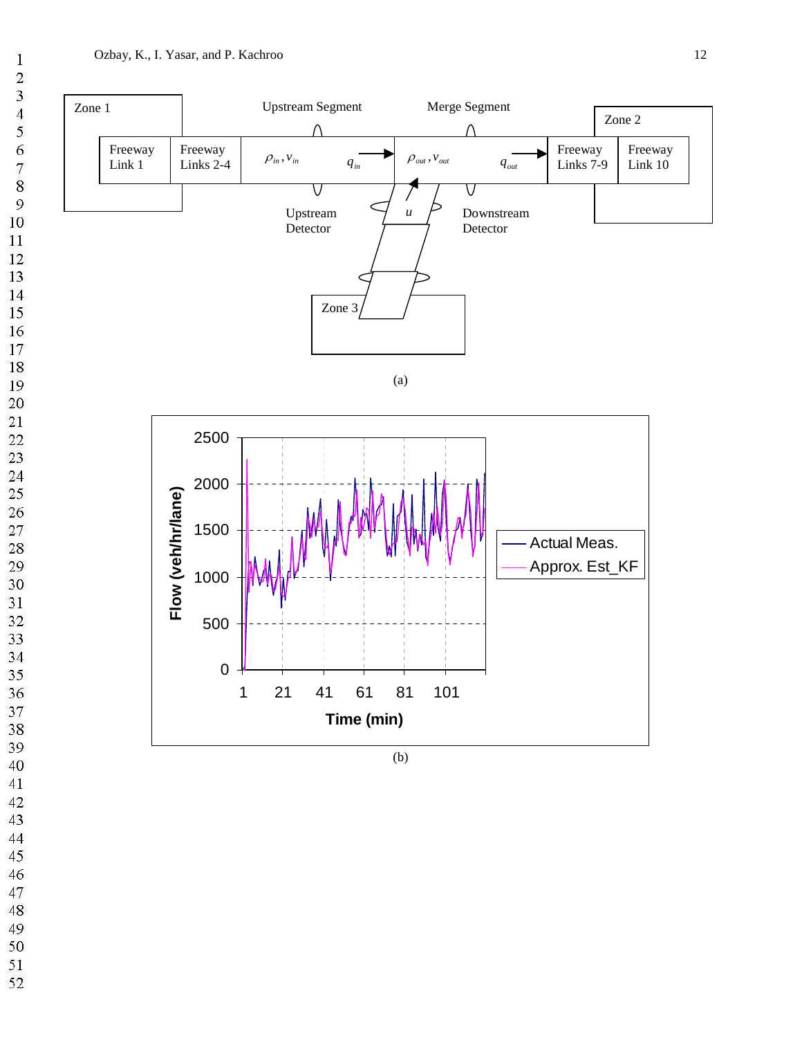Zone 1

Freeway Link 1

Freeway Links 2-4

Upstream Segment

$\rho_{in}, v_{in}$

$q_{in}$

Merge Segment

$\rho_{out}, v_{out}$

$q_{out}$

Zone 2

Freeway Links 7-9

Freeway Link 10

$u$

Upstream Detector

Downstream Detector

Zone 3

(a)

Flow (veh/hr/lane)

Time (min)

Actual Meas.

Approx. Est_KF

(b)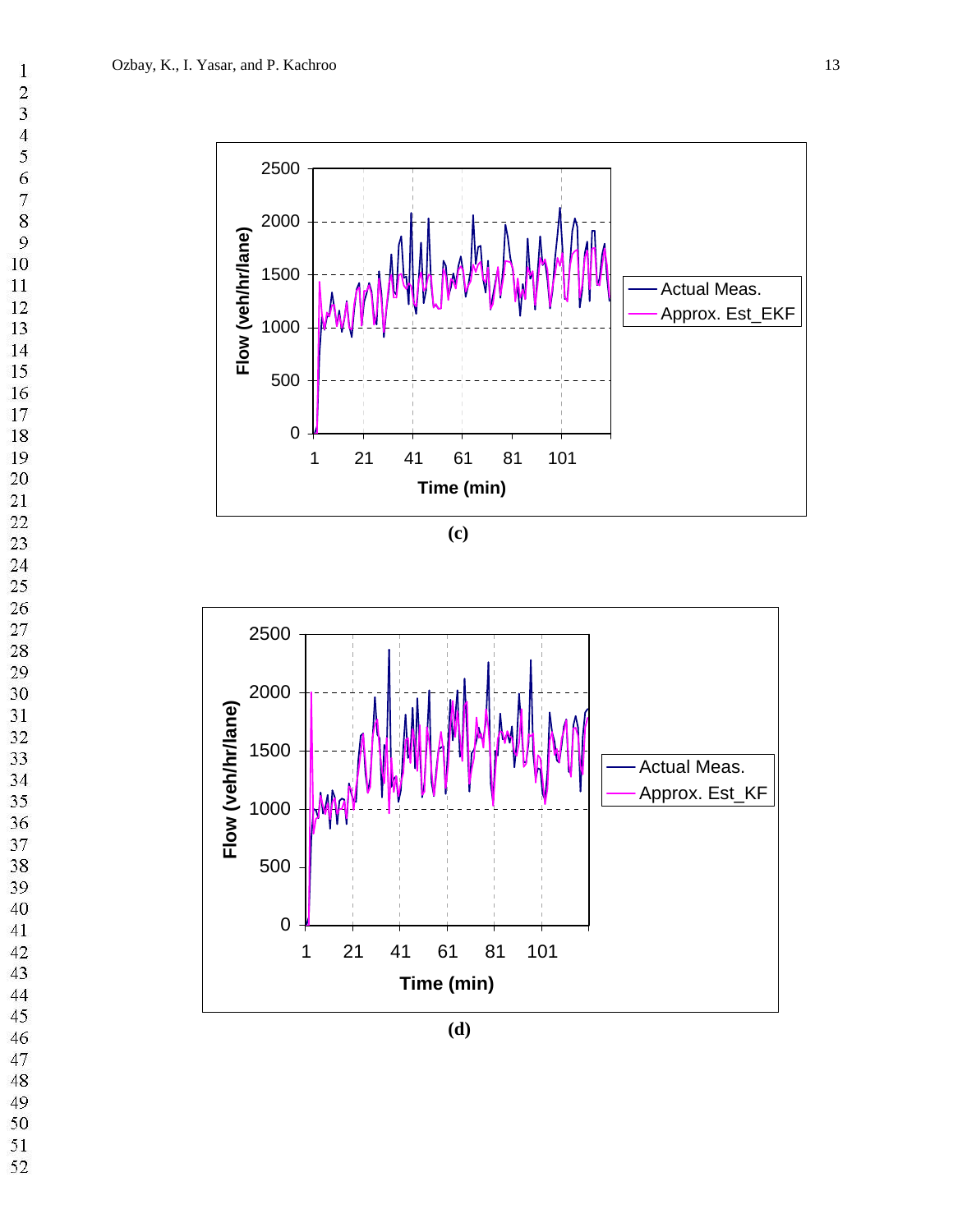(c)

(d)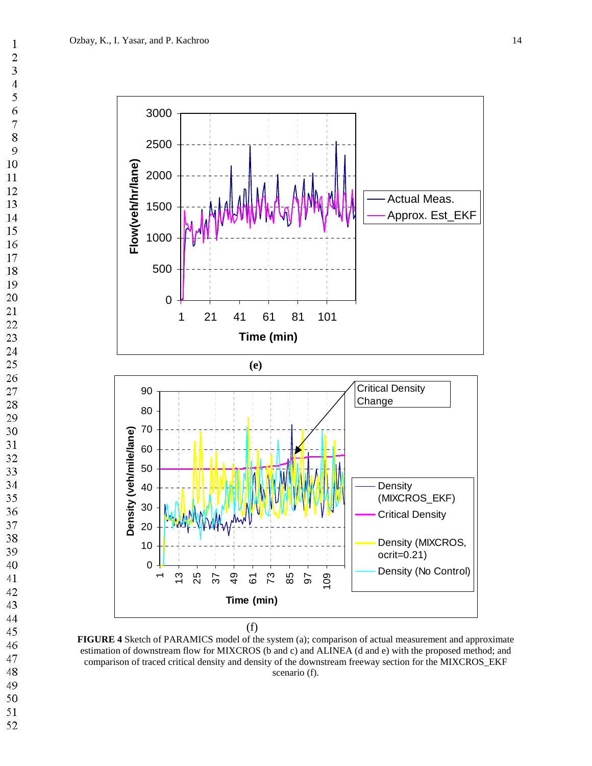(e)

(f)

**FIGURE 4** Sketch of PARAMICS model of the system (a); comparison of actual measurement and approximate estimation of downstream flow for MIXCROS (b and c) and ALINEA (d and e) with the proposed method; and comparison of traced critical density and density of the downstream freeway section for the MIXCROS_EKF scenario (f).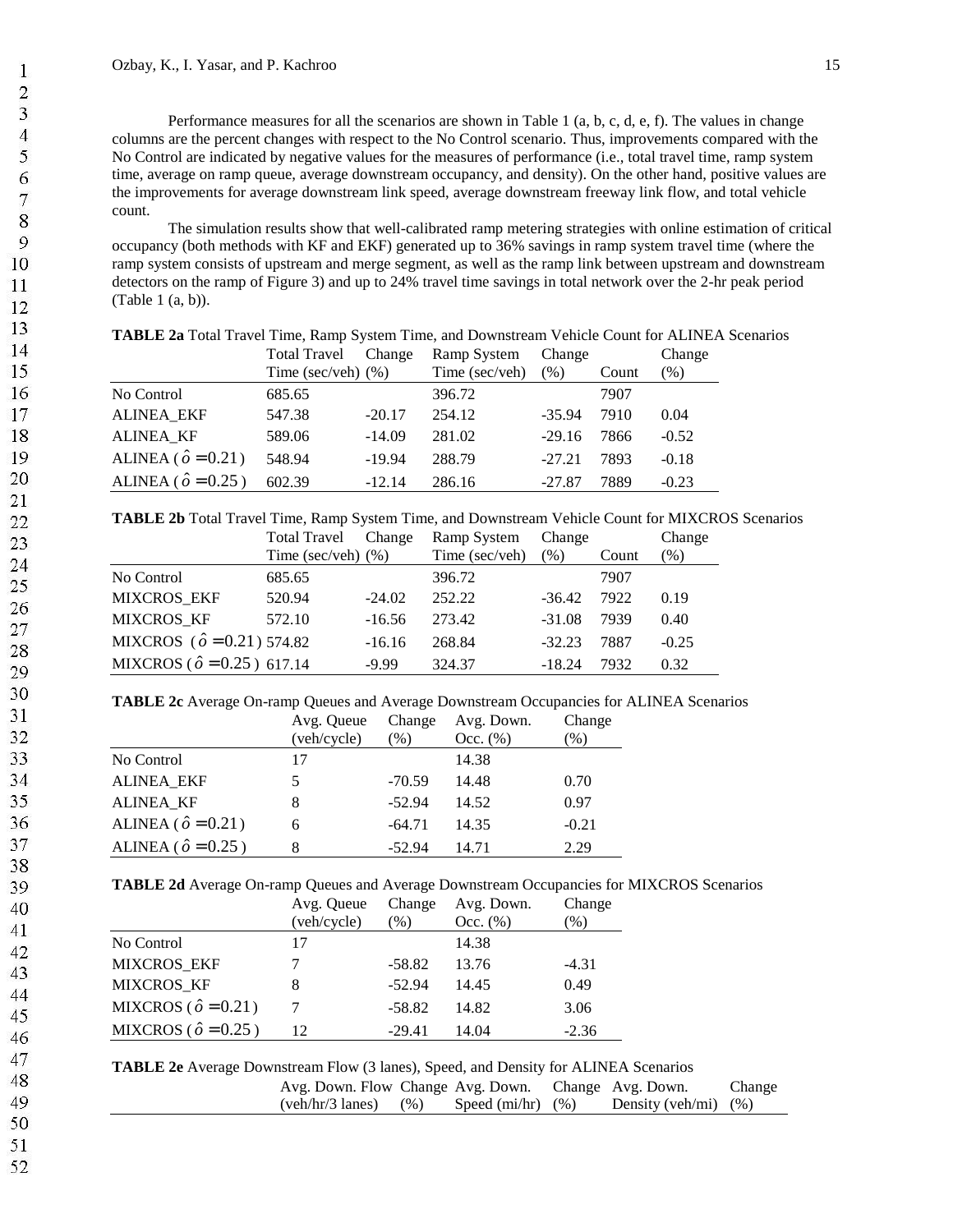Performance measures for all the scenarios are shown in Table 1 (a, b, c, d, e, f). The values in change columns are the percent changes with respect to the No Control scenario. Thus, improvements compared with the No Control are indicated by negative values for the measures of performance (i.e., total travel time, ramp system time, average on ramp queue, average downstream occupancy, and density). On the other hand, positive values are the improvements for average downstream link speed, average downstream freeway link flow, and total vehicle count.

The simulation results show that well-calibrated ramp metering strategies with online estimation of critical occupancy (both methods with KF and EKF) generated up to 36% savings in ramp system travel time (where the ramp system consists of upstream and merge segment, as well as the ramp link between upstream and downstream detectors on the ramp of Figure 3) and up to 24% travel time savings in total network over the 2-hr peak period (Table 1 (a, b)).

**TABLE 2a** Total Travel Time, Ramp System Time, and Downstream Vehicle Count for ALINEA Scenarios

| | Total Travel Time (sec/veh) | Change (%) | Ramp System Time (sec/veh) | Change (%) | Count | Change (%) |
|---|---|---|---|---|---|---|
| No Control | 685.65 | | 396.72 | | 7907 | |
| ALINEA_EKF | 547.38 | -20.17 | 254.12 | -35.94 | 7910 | 0.04 |
| ALINEA_KF | 589.06 | -14.09 | 281.02 | -29.16 | 7866 | -0.52 |
| ALINEA ($\hat{o}=0.21$) | 548.94 | -19.94 | 288.79 | -27.21 | 7893 | -0.18 |
| ALINEA ($\hat{o}=0.25$) | 602.39 | -12.14 | 286.16 | -27.87 | 7889 | -0.23 |

**TABLE 2b** Total Travel Time, Ramp System Time, and Downstream Vehicle Count for MIXCROS Scenarios

| | Total Travel Time (sec/veh) | Change (%) | Ramp System Time (sec/veh) | Change (%) | Count | Change (%) |
|---|---|---|---|---|---|---|
| No Control | 685.65 | | 396.72 | | 7907 | |
| MIXCROS_EKF | 520.94 | -24.02 | 252.22 | -36.42 | 7922 | 0.19 |
| MIXCROS_KF | 572.10 | -16.56 | 273.42 | -31.08 | 7939 | 0.40 |
| MIXCROS ($\hat{o}=0.21$) | 574.82 | -16.16 | 268.84 | -32.23 | 7887 | -0.25 |
| MIXCROS ($\hat{o}=0.25$) | 617.14 | -9.99 | 324.37 | -18.24 | 7932 | 0.32 |

**TABLE 2c** Average On-ramp Queues and Average Downstream Occupancies for ALINEA Scenarios

| | Avg. Queue (veh/cycle) | Change (%) | Avg. Down. Occ. (%) | Change (%) |
|---|---|---|---|---|
| No Control | 17 | | 14.38 | |
| ALINEA_EKF | 5 | -70.59 | 14.48 | 0.70 |
| ALINEA_KF | 8 | -52.94 | 14.52 | 0.97 |
| ALINEA ($\hat{o}=0.21$) | 6 | -64.71 | 14.35 | -0.21 |
| ALINEA ($\hat{o}=0.25$) | 8 | -52.94 | 14.71 | 2.29 |

**TABLE 2d** Average On-ramp Queues and Average Downstream Occupancies for MIXCROS Scenarios

| | Avg. Queue (veh/cycle) | Change (%) | Avg. Down. Occ. (%) | Change (%) |
|---|---|---|---|---|
| No Control | 17 | | 14.38 | |
| MIXCROS_EKF | 7 | -58.82 | 13.76 | -4.31 |
| MIXCROS_KF | 8 | -52.94 | 14.45 | 0.49 |
| MIXCROS ($\hat{o}=0.21$) | 7 | -58.82 | 14.82 | 3.06 |
| MIXCROS ($\hat{o}=0.25$) | 12 | -29.41 | 14.04 | -2.36 |

**TABLE 2e** Average Downstream Flow (3 lanes), Speed, and Density for ALINEA Scenarios

| | Avg. Down. Flow (veh/hr/3 lanes) | Change (%) | Avg. Down. Speed (mi/hr) | Change (%) | Avg. Down. Density (veh/mi) | Change (%) |
|---|---|---|---|---|---|---|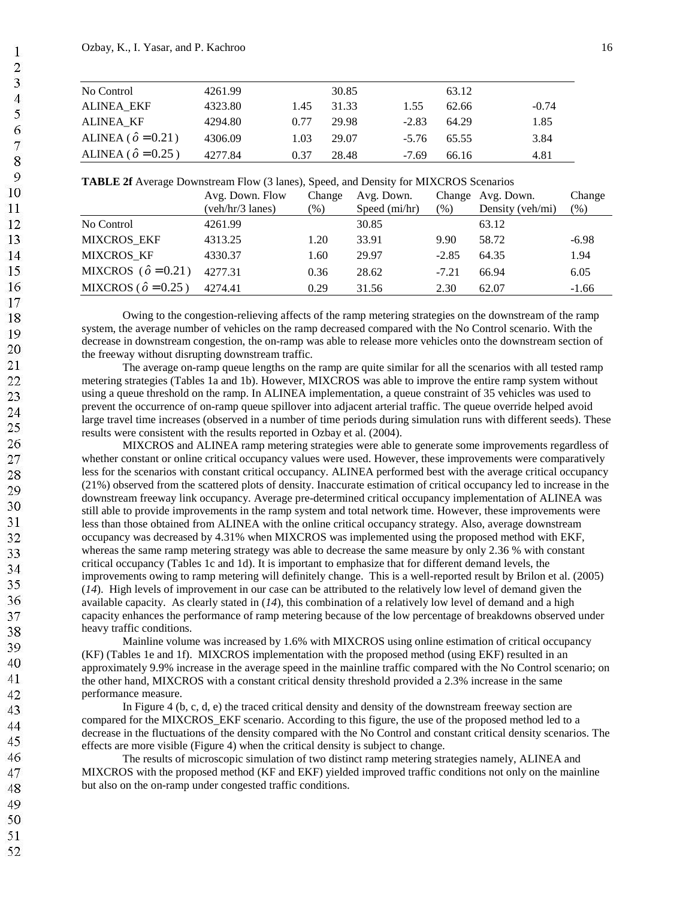| | | | | | | |
|---|---|---|---|---|---|---|
| No Control | 4261.99 | | 30.85 | | 63.12 | |
| ALINEA_EKF | 4323.80 | 1.45 | 31.33 | 1.55 | 62.66 | -0.74 |
| ALINEA_KF | 4294.80 | 0.77 | 29.98 | -2.83 | 64.29 | 1.85 |
| ALINEA ( $\hat{o} = 0.21$ ) | 4306.09 | 1.03 | 29.07 | -5.76 | 65.55 | 3.84 |
| ALINEA ( $\hat{o} = 0.25$ ) | 4277.84 | 0.37 | 28.48 | -7.69 | 66.16 | 4.81 |

**TABLE 2f** Average Downstream Flow (3 lanes), Speed, and Density for MIXCROS Scenarios

| | Avg. Down. Flow (veh/hr/3 lanes) | Change (%) | Avg. Down. Speed (mi/hr) | Change (%) | Avg. Down. Density (veh/mi) | Change (%) |
|---|---|---|---|---|---|---|
| No Control | 4261.99 | | 30.85 | | 63.12 | |
| MIXCROS_EKF | 4313.25 | 1.20 | 33.91 | 9.90 | 58.72 | -6.98 |
| MIXCROS_KF | 4330.37 | 1.60 | 29.97 | -2.85 | 64.35 | 1.94 |
| MIXCROS ( $\hat{o} = 0.21$ ) | 4277.31 | 0.36 | 28.62 | -7.21 | 66.94 | 6.05 |
| MIXCROS ( $\hat{o} = 0.25$ ) | 4274.41 | 0.29 | 31.56 | 2.30 | 62.07 | -1.66 |

Owing to the congestion-relieving affects of the ramp metering strategies on the downstream of the ramp system, the average number of vehicles on the ramp decreased compared with the No Control scenario. With the decrease in downstream congestion, the on-ramp was able to release more vehicles onto the downstream section of the freeway without disrupting downstream traffic.

The average on-ramp queue lengths on the ramp are quite similar for all the scenarios with all tested ramp metering strategies (Tables 1a and 1b). However, MIXCROS was able to improve the entire ramp system without using a queue threshold on the ramp. In ALINEA implementation, a queue constraint of 35 vehicles was used to prevent the occurrence of on-ramp queue spillover into adjacent arterial traffic. The queue override helped avoid large travel time increases (observed in a number of time periods during simulation runs with different seeds). These results were consistent with the results reported in Ozbay et al. (2004).

MIXCROS and ALINEA ramp metering strategies were able to generate some improvements regardless of whether constant or online critical occupancy values were used. However, these improvements were comparatively less for the scenarios with constant critical occupancy. ALINEA performed best with the average critical occupancy (21%) observed from the scattered plots of density. Inaccurate estimation of critical occupancy led to increase in the downstream freeway link occupancy. Average pre-determined critical occupancy implementation of ALINEA was still able to provide improvements in the ramp system and total network time. However, these improvements were less than those obtained from ALINEA with the online critical occupancy strategy. Also, average downstream occupancy was decreased by 4.31% when MIXCROS was implemented using the proposed method with EKF, whereas the same ramp metering strategy was able to decrease the same measure by only 2.36 % with constant critical occupancy (Tables 1c and 1d). It is important to emphasize that for different demand levels, the improvements owing to ramp metering will definitely change. This is a well-reported result by Brilon et al. (2005) (*14*). High levels of improvement in our case can be attributed to the relatively low level of demand given the available capacity. As clearly stated in (*14*), this combination of a relatively low level of demand and a high capacity enhances the performance of ramp metering because of the low percentage of breakdowns observed under heavy traffic conditions.

Mainline volume was increased by 1.6% with MIXCROS using online estimation of critical occupancy (KF) (Tables 1e and 1f). MIXCROS implementation with the proposed method (using EKF) resulted in an approximately 9.9% increase in the average speed in the mainline traffic compared with the No Control scenario; on the other hand, MIXCROS with a constant critical density threshold provided a 2.3% increase in the same performance measure.

In Figure 4 (b, c, d, e) the traced critical density and density of the downstream freeway section are compared for the MIXCROS_EKF scenario. According to this figure, the use of the proposed method led to a decrease in the fluctuations of the density compared with the No Control and constant critical density scenarios. The effects are more visible (Figure 4) when the critical density is subject to change.

The results of microscopic simulation of two distinct ramp metering strategies namely, ALINEA and MIXCROS with the proposed method (KF and EKF) yielded improved traffic conditions not only on the mainline but also on the on-ramp under congested traffic conditions.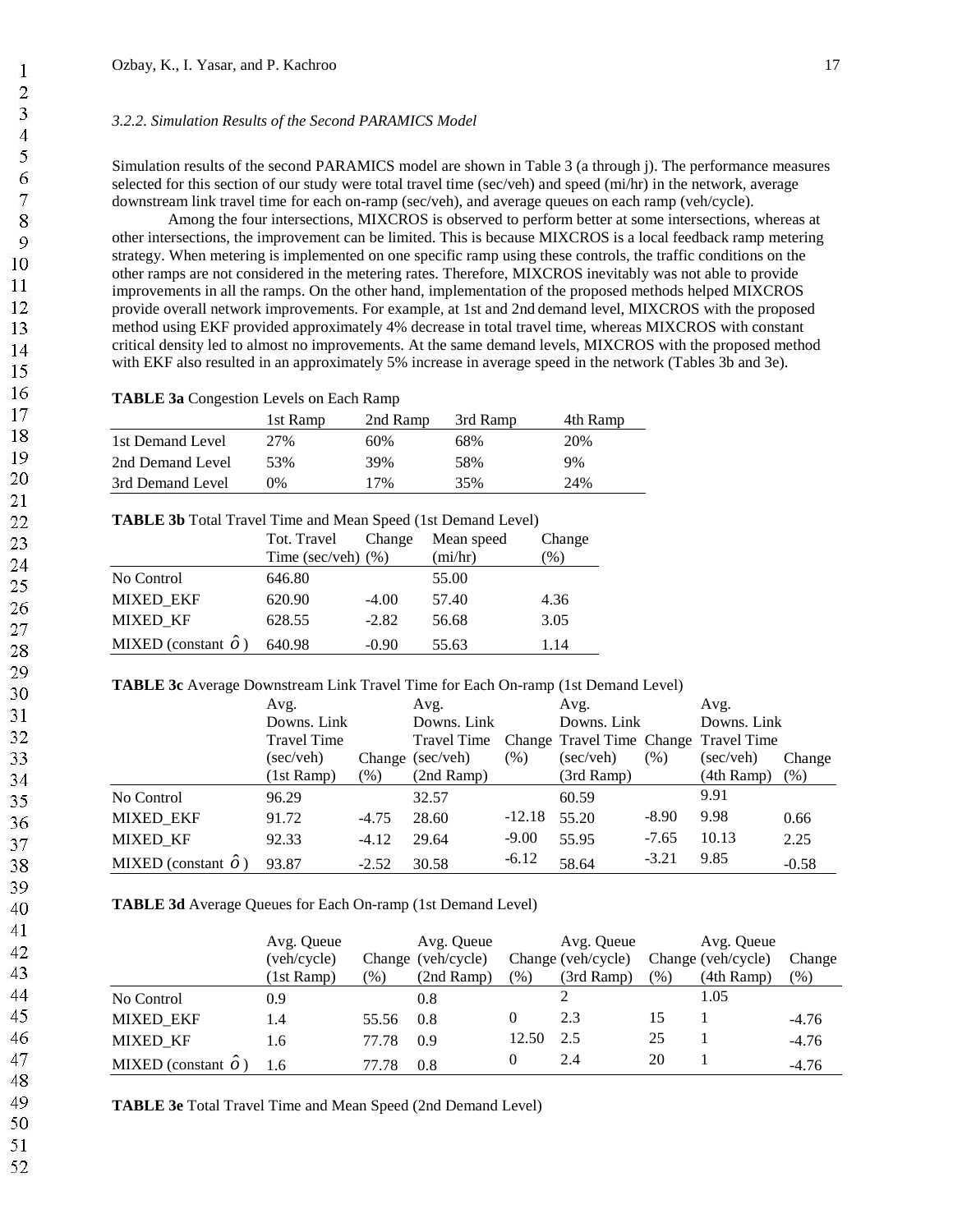### 3.2.2. Simulation Results of the Second PARAMICS Model

Simulation results of the second PARAMICS model are shown in Table 3 (a through j). The performance measures selected for this section of our study were total travel time (sec/veh) and speed (mi/hr) in the network, average downstream link travel time for each on-ramp (sec/veh), and average queues on each ramp (veh/cycle).

Among the four intersections, MIXCROS is observed to perform better at some intersections, whereas at other intersections, the improvement can be limited. This is because MIXCROS is a local feedback ramp metering strategy. When metering is implemented on one specific ramp using these controls, the traffic conditions on the other ramps are not considered in the metering rates. Therefore, MIXCROS inevitably was not able to provide improvements in all the ramps. On the other hand, implementation of the proposed methods helped MIXCROS provide overall network improvements. For example, at 1st and 2nd demand level, MIXCROS with the proposed method using EKF provided approximately 4% decrease in total travel time, whereas MIXCROS with constant critical density led to almost no improvements. At the same demand levels, MIXCROS with the proposed method with EKF also resulted in an approximately 5% increase in average speed in the network (Tables 3b and 3e).

**TABLE 3a** Congestion Levels on Each Ramp

| | 1st Ramp | 2nd Ramp | 3rd Ramp | 4th Ramp |
|---|---|---|---|---|
| 1st Demand Level | 27% | 60% | 68% | 20% |
| 2nd Demand Level | 53% | 39% | 58% | 9% |
| 3rd Demand Level | 0% | 17% | 35% | 24% |

**TABLE 3b** Total Travel Time and Mean Speed (1st Demand Level)

| | Tot. Travel Time (sec/veh) | Change (%) | Mean speed (mi/hr) | Change (%) |
|---|---|---|---|---|
| No Control | 646.80 | | 55.00 | |
| MIXED_EKF | 620.90 | -4.00 | 57.40 | 4.36 |
| MIXED_KF | 628.55 | -2.82 | 56.68 | 3.05 |
| MIXED (constant $\hat{o}$) | 640.98 | -0.90 | 55.63 | 1.14 |

**TABLE 3c** Average Downstream Link Travel Time for Each On-ramp (1st Demand Level)

| | Avg. Downs. Link Travel Time (sec/veh) (1st Ramp) | Change (%) | Avg. Downs. Link Travel Time (sec/veh) (2nd Ramp) | Change (%) | Avg. Downs. Link Travel Time (sec/veh) (3rd Ramp) | Change (%) | Avg. Downs. Link Travel Time (sec/veh) (4th Ramp) | Change (%) |
|---|---|---|---|---|---|---|---|---|
| No Control | 96.29 | | 32.57 | | 60.59 | | 9.91 | |
| MIXED_EKF | 91.72 | -4.75 | 28.60 | -12.18 | 55.20 | -8.90 | 9.98 | 0.66 |
| MIXED_KF | 92.33 | -4.12 | 29.64 | -9.00 | 55.95 | -7.65 | 10.13 | 2.25 |
| MIXED (constant $\hat{o}$) | 93.87 | -2.52 | 30.58 | -6.12 | 58.64 | -3.21 | 9.85 | -0.58 |

**TABLE 3d** Average Queues for Each On-ramp (1st Demand Level)

| | Avg. Queue (veh/cycle) (1st Ramp) | Change (%) | Avg. Queue (veh/cycle) (2nd Ramp) | Change (%) | Avg. Queue (veh/cycle) (3rd Ramp) | Change (%) | Avg. Queue (veh/cycle) (4th Ramp) | Change (%) |
|---|---|---|---|---|---|---|---|---|
| No Control | 0.9 | | 0.8 | | 2 | | 1.05 | |
| MIXED_EKF | 1.4 | 55.56 | 0.8 | 0 | 2.3 | 15 | 1 | -4.76 |
| MIXED_KF | 1.6 | 77.78 | 0.9 | 12.50 | 2.5 | 25 | 1 | -4.76 |
| MIXED (constant $\hat{o}$) | 1.6 | 77.78 | 0.8 | 0 | 2.4 | 20 | 1 | -4.76 |

**TABLE 3e** Total Travel Time and Mean Speed (2nd Demand Level)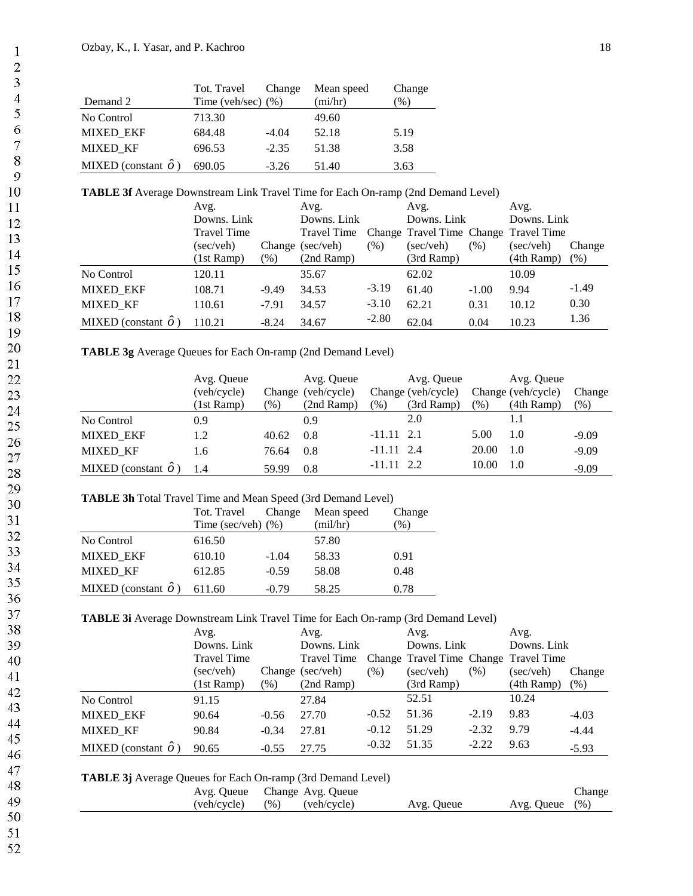| Demand 2 | Tot. Travel Time (veh/sec) | Change (%) | Mean speed (mi/hr) | Change (%) |
|---|---|---|---|---|
| No Control | 713.30 | | 49.60 | |
| MIXED_EKF | 684.48 | -4.04 | 52.18 | 5.19 |
| MIXED_KF | 696.53 | -2.35 | 51.38 | 3.58 |
| MIXED (constant $\hat{o}$) | 690.05 | -3.26 | 51.40 | 3.63 |

**TABLE 3f** Average Downstream Link Travel Time for Each On-ramp (2nd Demand Level)

| | Avg. Downs. Link Travel Time (sec/veh) (1st Ramp) | Change (%) | Avg. Downs. Link Travel Time (sec/veh) (2nd Ramp) | Change (%) | Avg. Downs. Link Travel Time (sec/veh) (3rd Ramp) | Change (%) | Avg. Downs. Link Travel Time (sec/veh) (4th Ramp) | Change (%) |
|---|---|---|---|---|---|---|---|---|
| No Control | 120.11 | | 35.67 | | 62.02 | | 10.09 | |
| MIXED_EKF | 108.71 | -9.49 | 34.53 | -3.19 | 61.40 | -1.00 | 9.94 | -1.49 |
| MIXED_KF | 110.61 | -7.91 | 34.57 | -3.10 | 62.21 | 0.31 | 10.12 | 0.30 |
| MIXED (constant $\hat{o}$) | 110.21 | -8.24 | 34.67 | -2.80 | 62.04 | 0.04 | 10.23 | 1.36 |

**TABLE 3g** Average Queues for Each On-ramp (2nd Demand Level)

| | Avg. Queue (veh/cycle) (1st Ramp) | Change (%) | Avg. Queue (veh/cycle) (2nd Ramp) | Change (%) | Avg. Queue (veh/cycle) (3rd Ramp) | Change (%) | Avg. Queue (veh/cycle) (4th Ramp) | Change (%) |
|---|---|---|---|---|---|---|---|---|
| No Control | 0.9 | | 0.9 | | 2.0 | | 1.1 | |
| MIXED_EKF | 1.2 | 40.62 | 0.8 | -11.11 | 2.1 | 5.00 | 1.0 | -9.09 |
| MIXED_KF | 1.6 | 76.64 | 0.8 | -11.11 | 2.4 | 20.00 | 1.0 | -9.09 |
| MIXED (constant $\hat{o}$) | 1.4 | 59.99 | 0.8 | -11.11 | 2.2 | 10.00 | 1.0 | -9.09 |

**TABLE 3h** Total Travel Time and Mean Speed (3rd Demand Level)

| | Tot. Travel Time (sec/veh) | Change (%) | Mean speed (mil/hr) | Change (%) |
|---|---|---|---|---|
| No Control | 616.50 | | 57.80 | |
| MIXED_EKF | 610.10 | -1.04 | 58.33 | 0.91 |
| MIXED_KF | 612.85 | -0.59 | 58.08 | 0.48 |
| MIXED (constant $\hat{o}$) | 611.60 | -0.79 | 58.25 | 0.78 |

**TABLE 3i** Average Downstream Link Travel Time for Each On-ramp (3rd Demand Level)

| | Avg. Downs. Link Travel Time (sec/veh) (1st Ramp) | Change (%) | Avg. Downs. Link Travel Time (sec/veh) (2nd Ramp) | Change (%) | Avg. Downs. Link Travel Time (sec/veh) (3rd Ramp) | Change (%) | Avg. Downs. Link Travel Time (sec/veh) (4th Ramp) | Change (%) |
|---|---|---|---|---|---|---|---|---|
| No Control | 91.15 | | 27.84 | | 52.51 | | 10.24 | |
| MIXED_EKF | 90.64 | -0.56 | 27.70 | -0.52 | 51.36 | -2.19 | 9.83 | -4.03 |
| MIXED_KF | 90.84 | -0.34 | 27.81 | -0.12 | 51.29 | -2.32 | 9.79 | -4.44 |
| MIXED (constant $\hat{o}$) | 90.65 | -0.55 | 27.75 | -0.32 | 51.35 | -2.22 | 9.63 | -5.93 |

**TABLE 3j** Average Queues for Each On-ramp (3rd Demand Level)

| | Avg. Queue (veh/cycle) | Change (%) | Avg. Queue (veh/cycle) | Avg. Queue | Avg. Queue | Change (%) |
|---|---|---|---|---|---|---|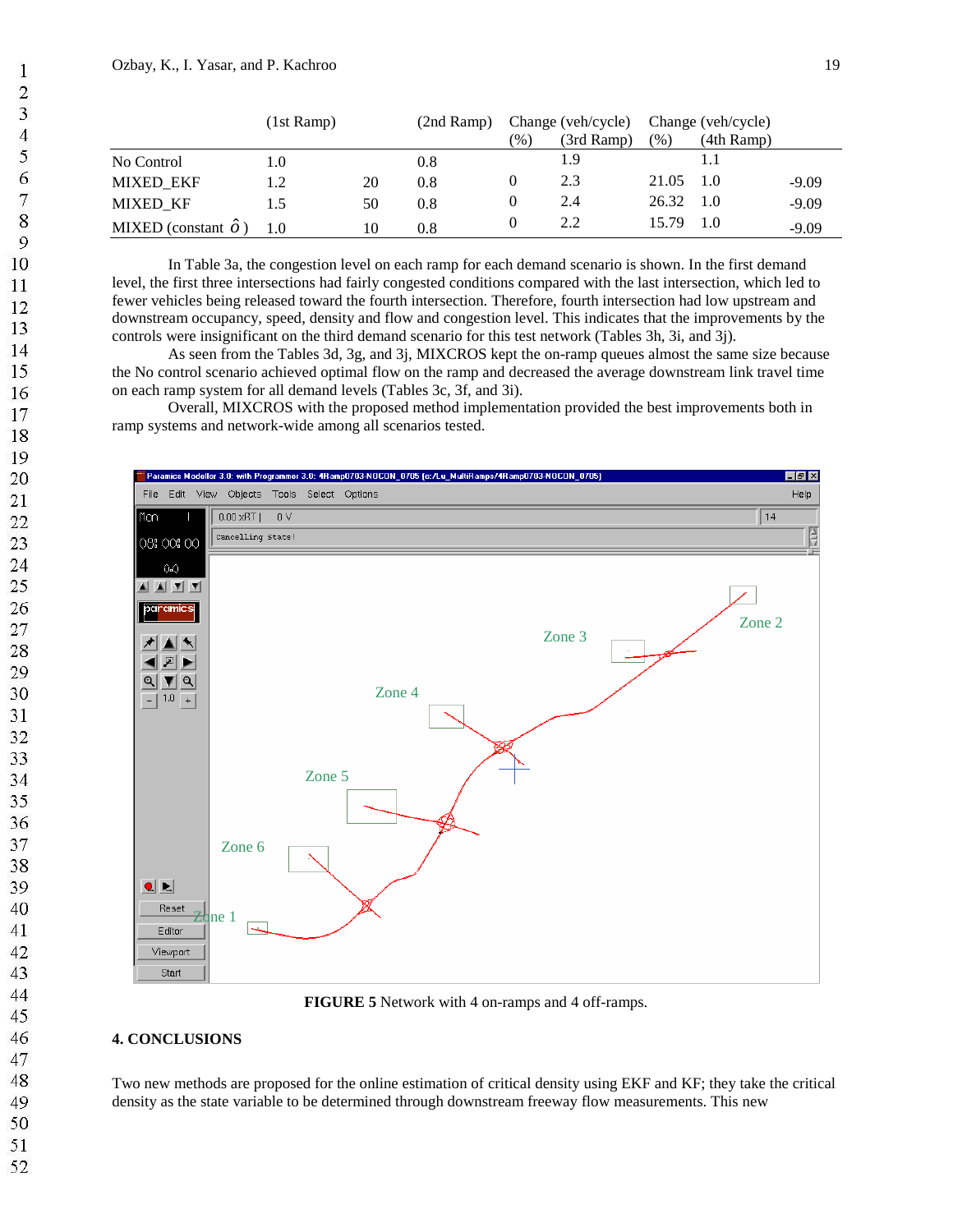| | (1st Ramp) | | (2nd Ramp) | Change (veh/cycle) (%) | (3rd Ramp) | Change (veh/cycle) (%) | (4th Ramp) | |
|---|---|---|---|---|---|---|---|---|
| No Control | 1.0 | | 0.8 | | 1.9 | | 1.1 | |
| MIXED_EKF | 1.2 | 20 | 0.8 | 0 | 2.3 | 21.05 | 1.0 | -9.09 |
| MIXED_KF | 1.5 | 50 | 0.8 | 0 | 2.4 | 26.32 | 1.0 | -9.09 |
| MIXED (constant $\hat{o}$) | 1.0 | 10 | 0.8 | 0 | 2.2 | 15.79 | 1.0 | -9.09 |

In Table 3a, the congestion level on each ramp for each demand scenario is shown. In the first demand level, the first three intersections had fairly congested conditions compared with the last intersection, which led to fewer vehicles being released toward the fourth intersection. Therefore, fourth intersection had low upstream and downstream occupancy, speed, density and flow and congestion level. This indicates that the improvements by the controls were insignificant on the third demand scenario for this test network (Tables 3h, 3i, and 3j).

As seen from the Tables 3d, 3g, and 3j, MIXCROS kept the on-ramp queues almost the same size because the No control scenario achieved optimal flow on the ramp and decreased the average downstream link travel time on each ramp system for all demand levels (Tables 3c, 3f, and 3i).

Overall, MIXCROS with the proposed method implementation provided the best improvements both in ramp systems and network-wide among all scenarios tested.

**FIGURE 5** Network with 4 on-ramps and 4 off-ramps.

## 4. CONCLUSIONS

Two new methods are proposed for the online estimation of critical density using EKF and KF; they take the critical density as the state variable to be determined through downstream freeway flow measurements. This new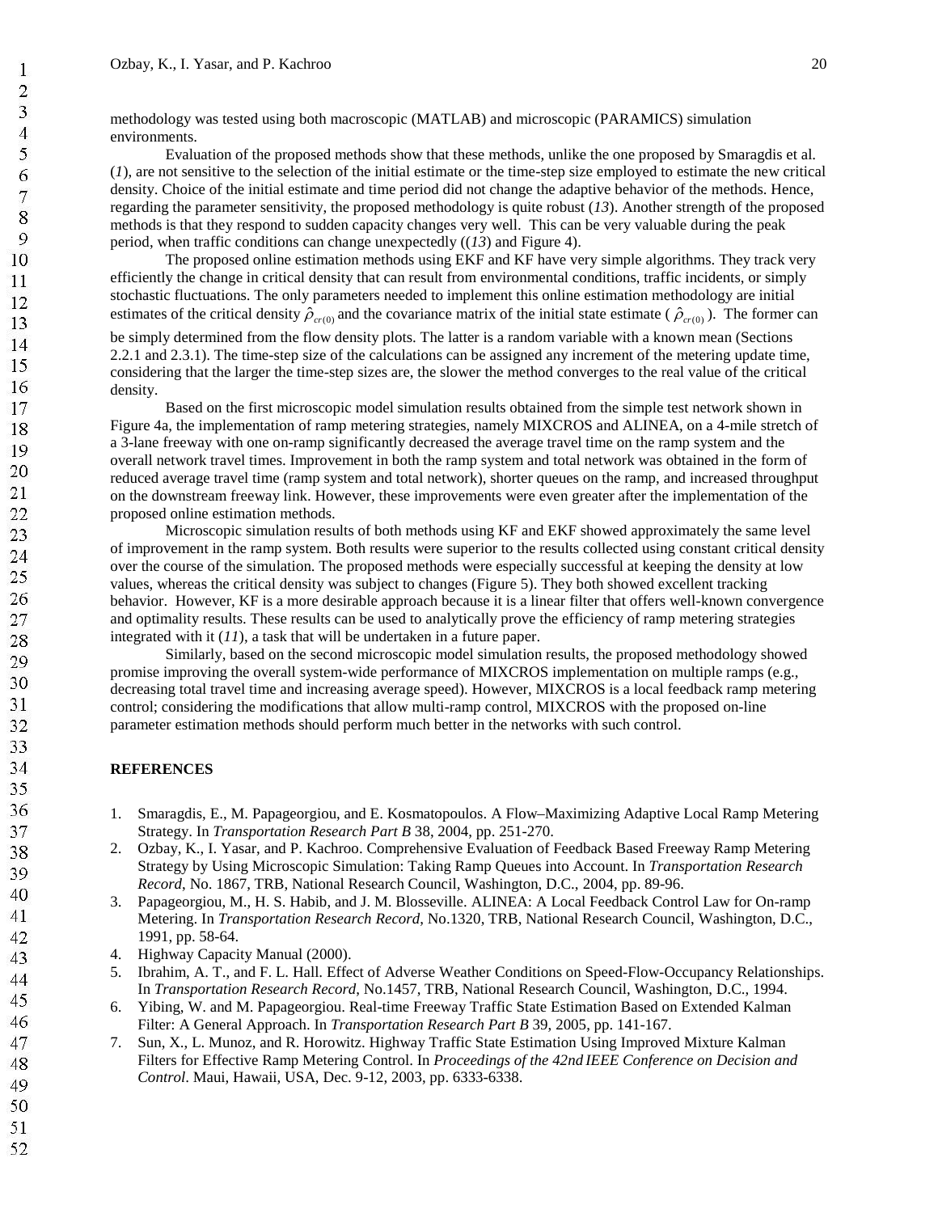methodology was tested using both macroscopic (MATLAB) and microscopic (PARAMICS) simulation environments.

Evaluation of the proposed methods show that these methods, unlike the one proposed by Smaragdis et al. (*1*), are not sensitive to the selection of the initial estimate or the time-step size employed to estimate the new critical density. Choice of the initial estimate and time period did not change the adaptive behavior of the methods. Hence, regarding the parameter sensitivity, the proposed methodology is quite robust (*13*). Another strength of the proposed methods is that they respond to sudden capacity changes very well. This can be very valuable during the peak period, when traffic conditions can change unexpectedly ((*13*) and Figure 4).

The proposed online estimation methods using EKF and KF have very simple algorithms. They track very efficiently the change in critical density that can result from environmental conditions, traffic incidents, or simply stochastic fluctuations. The only parameters needed to implement this online estimation methodology are initial estimates of the critical density $\hat{\rho}_{cr(0)}$ and the covariance matrix of the initial state estimate ( $\hat{\rho}_{cr(0)}$ ). The former can be simply determined from the flow density plots. The latter is a random variable with a known mean (Sections 2.2.1 and 2.3.1). The time-step size of the calculations can be assigned any increment of the metering update time, considering that the larger the time-step sizes are, the slower the method converges to the real value of the critical density.

Based on the first microscopic model simulation results obtained from the simple test network shown in Figure 4a, the implementation of ramp metering strategies, namely MIXCROS and ALINEA, on a 4-mile stretch of a 3-lane freeway with one on-ramp significantly decreased the average travel time on the ramp system and the overall network travel times. Improvement in both the ramp system and total network was obtained in the form of reduced average travel time (ramp system and total network), shorter queues on the ramp, and increased throughput on the downstream freeway link. However, these improvements were even greater after the implementation of the proposed online estimation methods.

Microscopic simulation results of both methods using KF and EKF showed approximately the same level of improvement in the ramp system. Both results were superior to the results collected using constant critical density over the course of the simulation. The proposed methods were especially successful at keeping the density at low values, whereas the critical density was subject to changes (Figure 5). They both showed excellent tracking behavior. However, KF is a more desirable approach because it is a linear filter that offers well-known convergence and optimality results. These results can be used to analytically prove the efficiency of ramp metering strategies integrated with it (*11*), a task that will be undertaken in a future paper.

Similarly, based on the second microscopic model simulation results, the proposed methodology showed promise improving the overall system-wide performance of MIXCROS implementation on multiple ramps (e.g., decreasing total travel time and increasing average speed). However, MIXCROS is a local feedback ramp metering control; considering the modifications that allow multi-ramp control, MIXCROS with the proposed on-line parameter estimation methods should perform much better in the networks with such control.

## REFERENCES

1. Smaragdis, E., M. Papageorgiou, and E. Kosmatopoulos. A Flow–Maximizing Adaptive Local Ramp Metering Strategy. In *Transportation Research Part B* 38, 2004, pp. 251-270.
2. Ozbay, K., I. Yasar, and P. Kachroo. Comprehensive Evaluation of Feedback Based Freeway Ramp Metering Strategy by Using Microscopic Simulation: Taking Ramp Queues into Account. In *Transportation Research Record*, No. 1867, TRB, National Research Council, Washington, D.C., 2004, pp. 89-96.
3. Papageorgiou, M., H. S. Habib, and J. M. Blosseville. ALINEA: A Local Feedback Control Law for On-ramp Metering. In *Transportation Research Record*, No.1320, TRB, National Research Council, Washington, D.C., 1991, pp. 58-64.
4. Highway Capacity Manual (2000).
5. Ibrahim, A. T., and F. L. Hall. Effect of Adverse Weather Conditions on Speed-Flow-Occupancy Relationships. In *Transportation Research Record*, No.1457, TRB, National Research Council, Washington, D.C., 1994.
6. Yibing, W. and M. Papageorgiou. Real-time Freeway Traffic State Estimation Based on Extended Kalman Filter: A General Approach. In *Transportation Research Part B* 39, 2005, pp. 141-167.
7. Sun, X., L. Munoz, and R. Horowitz. Highway Traffic State Estimation Using Improved Mixture Kalman Filters for Effective Ramp Metering Control. In *Proceedings of the 42nd IEEE Conference on Decision and Control*. Maui, Hawaii, USA, Dec. 9-12, 2003, pp. 6333-6338.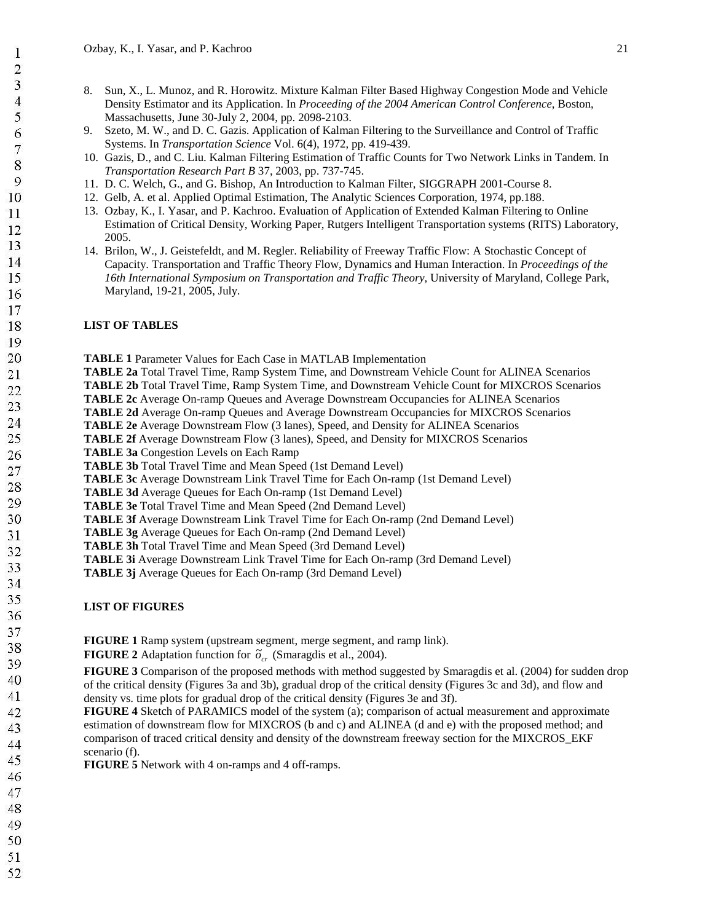8. Sun, X., L. Munoz, and R. Horowitz. Mixture Kalman Filter Based Highway Congestion Mode and Vehicle Density Estimator and its Application. In *Proceeding of the 2004 American Control Conference*, Boston, Massachusetts, June 30-July 2, 2004, pp. 2098-2103.
9. Szeto, M. W., and D. C. Gazis. Application of Kalman Filtering to the Surveillance and Control of Traffic Systems. In *Transportation Science* Vol. 6(4), 1972, pp. 419-439.
10. Gazis, D., and C. Liu. Kalman Filtering Estimation of Traffic Counts for Two Network Links in Tandem. In *Transportation Research Part B* 37, 2003, pp. 737-745.
11. D. C. Welch, G., and G. Bishop, An Introduction to Kalman Filter, SIGGRAPH 2001-Course 8.
12. Gelb, A. et al. Applied Optimal Estimation, The Analytic Sciences Corporation, 1974, pp.188.
13. Ozbay, K., I. Yasar, and P. Kachroo. Evaluation of Application of Extended Kalman Filtering to Online Estimation of Critical Density, Working Paper, Rutgers Intelligent Transportation systems (RITS) Laboratory, 2005.
14. Brilon, W., J. Geistefeldt, and M. Regler. Reliability of Freeway Traffic Flow: A Stochastic Concept of Capacity. Transportation and Traffic Theory Flow, Dynamics and Human Interaction. In *Proceedings of the 16th International Symposium on Transportation and Traffic Theory*, University of Maryland, College Park, Maryland, 19-21, 2005, July.

**LIST OF TABLES**

**TABLE 1** Parameter Values for Each Case in MATLAB Implementation
**TABLE 2a** Total Travel Time, Ramp System Time, and Downstream Vehicle Count for ALINEA Scenarios
**TABLE 2b** Total Travel Time, Ramp System Time, and Downstream Vehicle Count for MIXCROS Scenarios
**TABLE 2c** Average On-ramp Queues and Average Downstream Occupancies for ALINEA Scenarios
**TABLE 2d** Average On-ramp Queues and Average Downstream Occupancies for MIXCROS Scenarios
**TABLE 2e** Average Downstream Flow (3 lanes), Speed, and Density for ALINEA Scenarios
**TABLE 2f** Average Downstream Flow (3 lanes), Speed, and Density for MIXCROS Scenarios
**TABLE 3a** Congestion Levels on Each Ramp
**TABLE 3b** Total Travel Time and Mean Speed (1st Demand Level)
**TABLE 3c** Average Downstream Link Travel Time for Each On-ramp (1st Demand Level)
**TABLE 3d** Average Queues for Each On-ramp (1st Demand Level)
**TABLE 3e** Total Travel Time and Mean Speed (2nd Demand Level)
**TABLE 3f** Average Downstream Link Travel Time for Each On-ramp (2nd Demand Level)
**TABLE 3g** Average Queues for Each On-ramp (2nd Demand Level)
**TABLE 3h** Total Travel Time and Mean Speed (3rd Demand Level)
**TABLE 3i** Average Downstream Link Travel Time for Each On-ramp (3rd Demand Level)
**TABLE 3j** Average Queues for Each On-ramp (3rd Demand Level)

**LIST OF FIGURES**

**FIGURE 1** Ramp system (upstream segment, merge segment, and ramp link).
**FIGURE 2** Adaptation function for $\tilde{o}_{cr}$ (Smaragdis et al., 2004).
**FIGURE 3** Comparison of the proposed methods with method suggested by Smaragdis et al. (2004) for sudden drop of the critical density (Figures 3a and 3b), gradual drop of the critical density (Figures 3c and 3d), and flow and density vs. time plots for gradual drop of the critical density (Figures 3e and 3f).
**FIGURE 4** Sketch of PARAMICS model of the system (a); comparison of actual measurement and approximate estimation of downstream flow for MIXCROS (b and c) and ALINEA (d and e) with the proposed method; and comparison of traced critical density and density of the downstream freeway section for the MIXCROS_EKF scenario (f).
**FIGURE 5** Network with 4 on-ramps and 4 off-ramps.